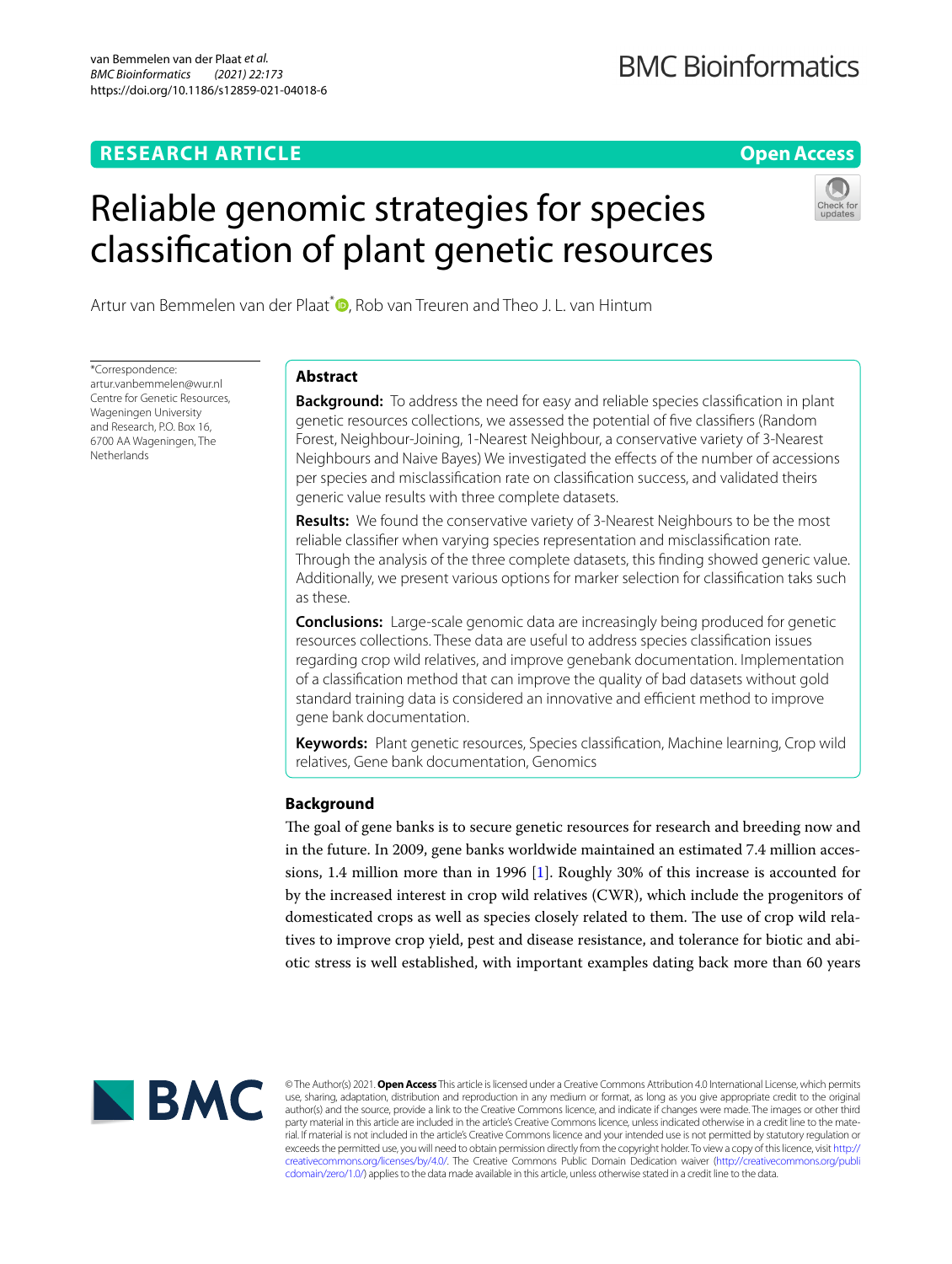# Reliable genomic strategies for species classification of plant genetic resources

Artur van Bemmelen van der Plaat*, Rob van Treuren and Theo J. L. van Hintum

*Correspondence: artur.vanbemmelen@wur.nl
Centre for Genetic Resources, Wageningen University and Research, P.O. Box 16, 6700 AA Wageningen, The Netherlands

## Abstract

**Background:** To address the need for easy and reliable species classification in plant genetic resources collections, we assessed the potential of five classifiers (Random Forest, Neighbour-Joining, 1-Nearest Neighbour, a conservative variety of 3-Nearest Neighbours and Naive Bayes) We investigated the effects of the number of accessions per species and misclassification rate on classification success, and validated theirs generic value results with three complete datasets.

**Results:** We found the conservative variety of 3-Nearest Neighbours to be the most reliable classifier when varying species representation and misclassification rate. Through the analysis of the three complete datasets, this finding showed generic value. Additionally, we present various options for marker selection for classification taks such as these.

**Conclusions:** Large-scale genomic data are increasingly being produced for genetic resources collections. These data are useful to address species classification issues regarding crop wild relatives, and improve genebank documentation. Implementation of a classification method that can improve the quality of bad datasets without gold standard training data is considered an innovative and efficient method to improve gene bank documentation.

**Keywords:** Plant genetic resources, Species classification, Machine learning, Crop wild relatives, Gene bank documentation, Genomics

## Background

The goal of gene banks is to secure genetic resources for research and breeding now and in the future. In 2009, gene banks worldwide maintained an estimated 7.4 million accessions, 1.4 million more than in 1996 [1]. Roughly 30% of this increase is accounted for by the increased interest in crop wild relatives (CWR), which include the progenitors of domesticated crops as well as species closely related to them. The use of crop wild relatives to improve crop yield, pest and disease resistance, and tolerance for biotic and abiotic stress is well established, with important examples dating back more than 60 years

© The Author(s) 2021. **Open Access** This article is licensed under a Creative Commons Attribution 4.0 International License, which permits use, sharing, adaptation, distribution and reproduction in any medium or format, as long as you give appropriate credit to the original author(s) and the source, provide a link to the Creative Commons licence, and indicate if changes were made. The images or other third party material in this article are included in the article's Creative Commons licence, unless indicated otherwise in a credit line to the material. If material is not included in the article's Creative Commons licence and your intended use is not permitted by statutory regulation or exceeds the permitted use, you will need to obtain permission directly from the copyright holder. To view a copy of this licence, visit http://creativecommons.org/licenses/by/4.0/. The Creative Commons Public Domain Dedication waiver (http://creativecommons.org/publicdomain/zero/1.0/) applies to the data made available in this article, unless otherwise stated in a credit line to the data.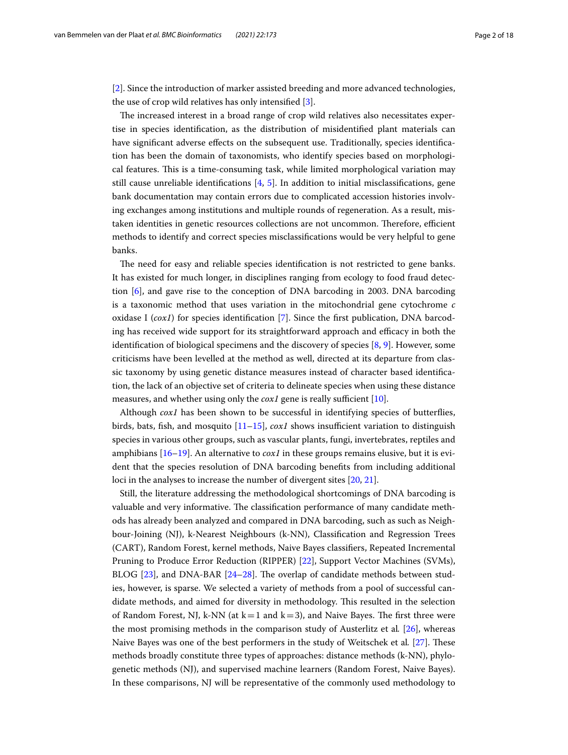[2]. Since the introduction of marker assisted breeding and more advanced technologies, the use of crop wild relatives has only intensified [3].

The increased interest in a broad range of crop wild relatives also necessitates expertise in species identification, as the distribution of misidentified plant materials can have significant adverse effects on the subsequent use. Traditionally, species identification has been the domain of taxonomists, who identify species based on morphological features. This is a time-consuming task, while limited morphological variation may still cause unreliable identifications [4, 5]. In addition to initial misclassifications, gene bank documentation may contain errors due to complicated accession histories involving exchanges among institutions and multiple rounds of regeneration. As a result, mistaken identities in genetic resources collections are not uncommon. Therefore, efficient methods to identify and correct species misclassifications would be very helpful to gene banks.

The need for easy and reliable species identification is not restricted to gene banks. It has existed for much longer, in disciplines ranging from ecology to food fraud detection [6], and gave rise to the conception of DNA barcoding in 2003. DNA barcoding is a taxonomic method that uses variation in the mitochondrial gene cytochrome *c* oxidase I (*cox1*) for species identification [7]. Since the first publication, DNA barcoding has received wide support for its straightforward approach and efficacy in both the identification of biological specimens and the discovery of species [8, 9]. However, some criticisms have been levelled at the method as well, directed at its departure from classic taxonomy by using genetic distance measures instead of character based identification, the lack of an objective set of criteria to delineate species when using these distance measures, and whether using only the *cox1* gene is really sufficient [10].

Although *cox1* has been shown to be successful in identifying species of butterflies, birds, bats, fish, and mosquito [11–15], *cox1* shows insufficient variation to distinguish species in various other groups, such as vascular plants, fungi, invertebrates, reptiles and amphibians [16–19]. An alternative to *cox1* in these groups remains elusive, but it is evident that the species resolution of DNA barcoding benefits from including additional loci in the analyses to increase the number of divergent sites [20, 21].

Still, the literature addressing the methodological shortcomings of DNA barcoding is valuable and very informative. The classification performance of many candidate methods has already been analyzed and compared in DNA barcoding, such as such as Neighbour-Joining (NJ), k-Nearest Neighbours (k-NN), Classification and Regression Trees (CART), Random Forest, kernel methods, Naive Bayes classifiers, Repeated Incremental Pruning to Produce Error Reduction (RIPPER) [22], Support Vector Machines (SVMs), BLOG [23], and DNA-BAR [24–28]. The overlap of candidate methods between studies, however, is sparse. We selected a variety of methods from a pool of successful candidate methods, and aimed for diversity in methodology. This resulted in the selection of Random Forest, NJ, k-NN (at k = 1 and k = 3), and Naive Bayes. The first three were the most promising methods in the comparison study of Austerlitz et al. [26], whereas Naive Bayes was one of the best performers in the study of Weitschek et al. [27]. These methods broadly constitute three types of approaches: distance methods (k-NN), phylogenetic methods (NJ), and supervised machine learners (Random Forest, Naive Bayes). In these comparisons, NJ will be representative of the commonly used methodology to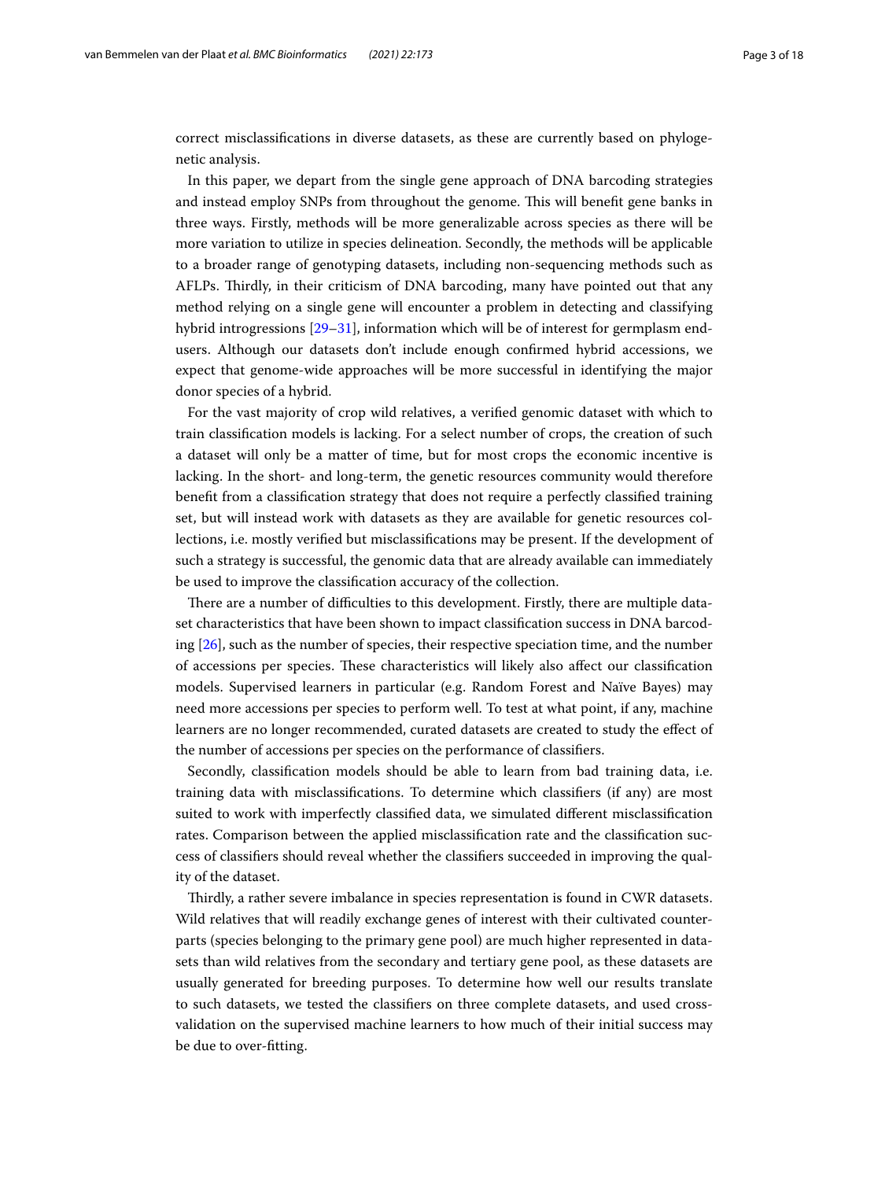correct misclassifications in diverse datasets, as these are currently based on phylogenetic analysis.

In this paper, we depart from the single gene approach of DNA barcoding strategies and instead employ SNPs from throughout the genome. This will benefit gene banks in three ways. Firstly, methods will be more generalizable across species as there will be more variation to utilize in species delineation. Secondly, the methods will be applicable to a broader range of genotyping datasets, including non-sequencing methods such as AFLPs. Thirdly, in their criticism of DNA barcoding, many have pointed out that any method relying on a single gene will encounter a problem in detecting and classifying hybrid introgressions [29–31], information which will be of interest for germplasm end-users. Although our datasets don't include enough confirmed hybrid accessions, we expect that genome-wide approaches will be more successful in identifying the major donor species of a hybrid.

For the vast majority of crop wild relatives, a verified genomic dataset with which to train classification models is lacking. For a select number of crops, the creation of such a dataset will only be a matter of time, but for most crops the economic incentive is lacking. In the short- and long-term, the genetic resources community would therefore benefit from a classification strategy that does not require a perfectly classified training set, but will instead work with datasets as they are available for genetic resources collections, i.e. mostly verified but misclassifications may be present. If the development of such a strategy is successful, the genomic data that are already available can immediately be used to improve the classification accuracy of the collection.

There are a number of difficulties to this development. Firstly, there are multiple dataset characteristics that have been shown to impact classification success in DNA barcoding [26], such as the number of species, their respective speciation time, and the number of accessions per species. These characteristics will likely also affect our classification models. Supervised learners in particular (e.g. Random Forest and Naïve Bayes) may need more accessions per species to perform well. To test at what point, if any, machine learners are no longer recommended, curated datasets are created to study the effect of the number of accessions per species on the performance of classifiers.

Secondly, classification models should be able to learn from bad training data, i.e. training data with misclassifications. To determine which classifiers (if any) are most suited to work with imperfectly classified data, we simulated different misclassification rates. Comparison between the applied misclassification rate and the classification success of classifiers should reveal whether the classifiers succeeded in improving the quality of the dataset.

Thirdly, a rather severe imbalance in species representation is found in CWR datasets. Wild relatives that will readily exchange genes of interest with their cultivated counterparts (species belonging to the primary gene pool) are much higher represented in datasets than wild relatives from the secondary and tertiary gene pool, as these datasets are usually generated for breeding purposes. To determine how well our results translate to such datasets, we tested the classifiers on three complete datasets, and used cross-validation on the supervised machine learners to how much of their initial success may be due to over-fitting.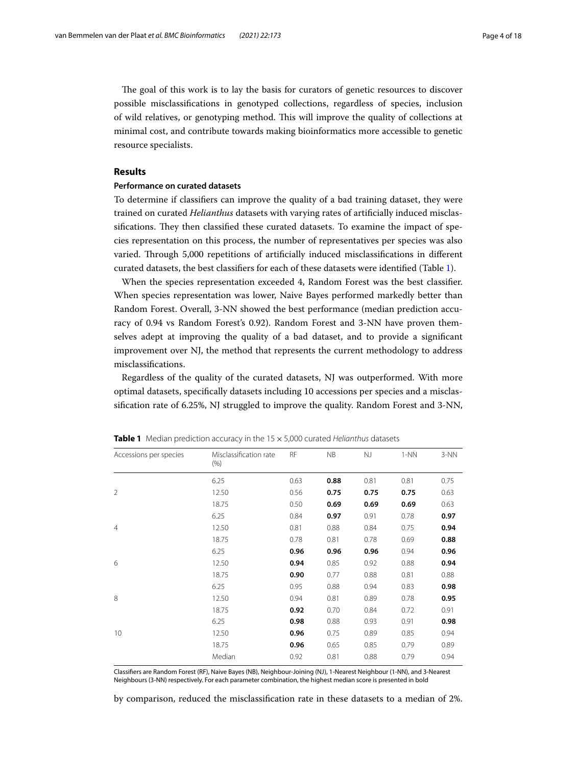The goal of this work is to lay the basis for curators of genetic resources to discover possible misclassifications in genotyped collections, regardless of species, inclusion of wild relatives, or genotyping method. This will improve the quality of collections at minimal cost, and contribute towards making bioinformatics more accessible to genetic resource specialists.

## Results

### Performance on curated datasets

To determine if classifiers can improve the quality of a bad training dataset, they were trained on curated *Helianthus* datasets with varying rates of artificially induced misclassifications. They then classified these curated datasets. To examine the impact of species representation on this process, the number of representatives per species was also varied. Through 5,000 repetitions of artificially induced misclassifications in different curated datasets, the best classifiers for each of these datasets were identified (Table 1).

When the species representation exceeded 4, Random Forest was the best classifier. When species representation was lower, Naive Bayes performed markedly better than Random Forest. Overall, 3-NN showed the best performance (median prediction accuracy of 0.94 vs Random Forest's 0.92). Random Forest and 3-NN have proven themselves adept at improving the quality of a bad dataset, and to provide a significant improvement over NJ, the method that represents the current methodology to address misclassifications.

Regardless of the quality of the curated datasets, NJ was outperformed. With more optimal datasets, specifically datasets including 10 accessions per species and a misclassification rate of 6.25%, NJ struggled to improve the quality. Random Forest and 3-NN, by comparison, reduced the misclassification rate in these datasets to a median of 2%.

**Table 1** Median prediction accuracy in the 15 × 5,000 curated *Helianthus* datasets

| Accessions per species | Misclassification rate (%) | RF | NB | NJ | 1-NN | 3-NN |
|---|---|---|---|---|---|---|
| | 6.25 | 0.63 | **0.88** | 0.81 | 0.81 | 0.75 |
| 2 | 12.50 | 0.56 | **0.75** | **0.75** | **0.75** | 0.63 |
| | 18.75 | 0.50 | **0.69** | **0.69** | **0.69** | 0.63 |
| | 6.25 | 0.84 | **0.97** | 0.91 | 0.78 | **0.97** |
| 4 | 12.50 | 0.81 | 0.88 | 0.84 | 0.75 | **0.94** |
| | 18.75 | 0.78 | 0.81 | 0.78 | 0.69 | **0.88** |
| | 6.25 | **0.96** | **0.96** | **0.96** | 0.94 | **0.96** |
| 6 | 12.50 | **0.94** | 0.85 | 0.92 | 0.88 | **0.94** |
| | 18.75 | **0.90** | 0.77 | 0.88 | 0.81 | 0.88 |
| | 6.25 | 0.95 | 0.88 | 0.94 | 0.83 | **0.98** |
| 8 | 12.50 | 0.94 | 0.81 | 0.89 | 0.78 | **0.95** |
| | 18.75 | **0.92** | 0.70 | 0.84 | 0.72 | 0.91 |
| | 6.25 | **0.98** | 0.88 | 0.93 | 0.91 | **0.98** |
| 10 | 12.50 | **0.96** | 0.75 | 0.89 | 0.85 | 0.94 |
| | 18.75 | **0.96** | 0.65 | 0.85 | 0.79 | 0.89 |
| | Median | 0.92 | 0.81 | 0.88 | 0.79 | 0.94 |

Classifiers are Random Forest (RF), Naive Bayes (NB), Neighbour-Joining (NJ), 1-Nearest Neighbour (1-NN), and 3-Nearest Neighbours (3-NN) respectively. For each parameter combination, the highest median score is presented in bold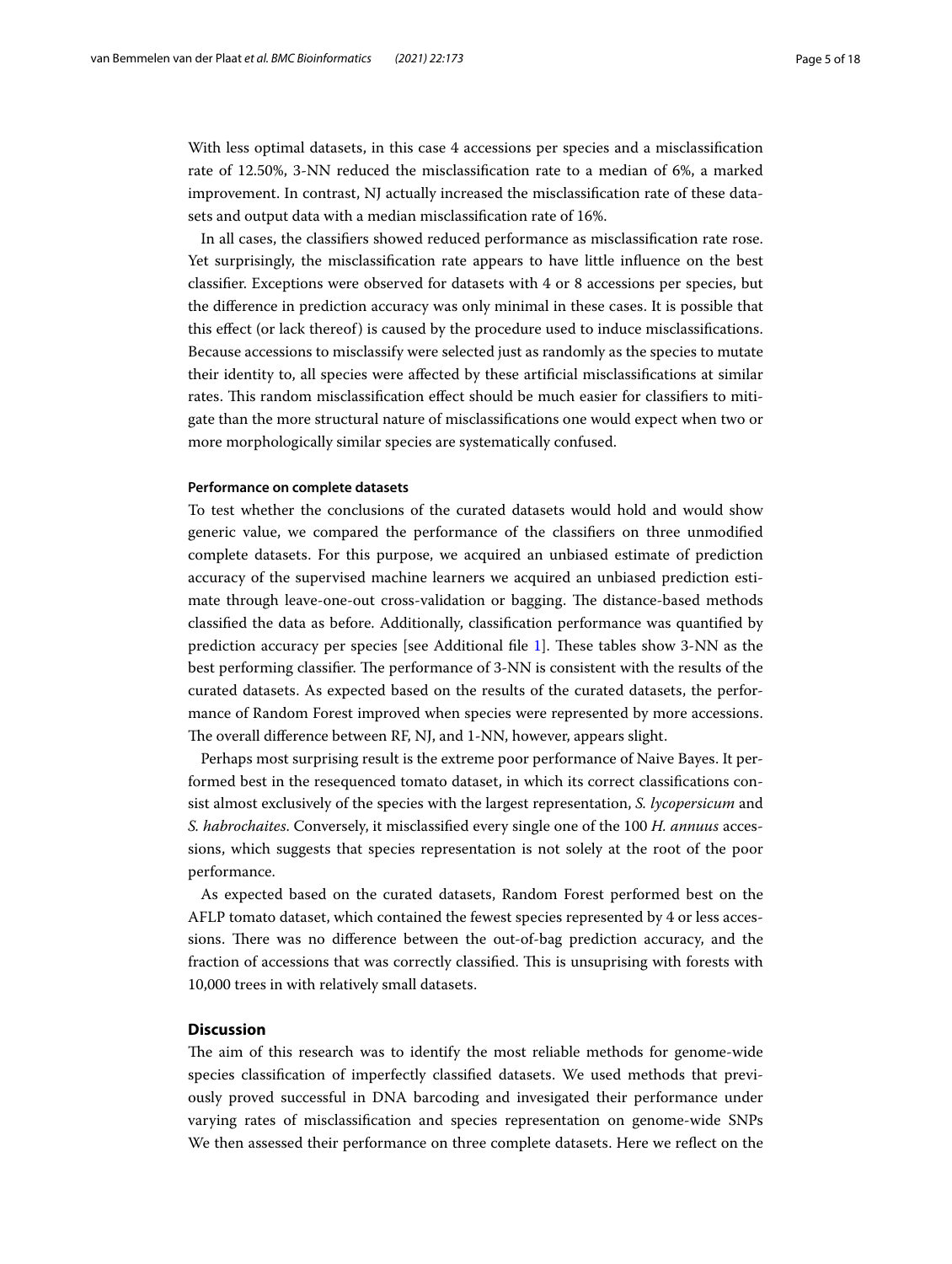With less optimal datasets, in this case 4 accessions per species and a misclassification rate of 12.50%, 3-NN reduced the misclassification rate to a median of 6%, a marked improvement. In contrast, NJ actually increased the misclassification rate of these datasets and output data with a median misclassification rate of 16%.

In all cases, the classifiers showed reduced performance as misclassification rate rose. Yet surprisingly, the misclassification rate appears to have little influence on the best classifier. Exceptions were observed for datasets with 4 or 8 accessions per species, but the difference in prediction accuracy was only minimal in these cases. It is possible that this effect (or lack thereof) is caused by the procedure used to induce misclassifications. Because accessions to misclassify were selected just as randomly as the species to mutate their identity to, all species were affected by these artificial misclassifications at similar rates. This random misclassification effect should be much easier for classifiers to mitigate than the more structural nature of misclassifications one would expect when two or more morphologically similar species are systematically confused.

#### Performance on complete datasets

To test whether the conclusions of the curated datasets would hold and would show generic value, we compared the performance of the classifiers on three unmodified complete datasets. For this purpose, we acquired an unbiased estimate of prediction accuracy of the supervised machine learners we acquired an unbiased prediction estimate through leave-one-out cross-validation or bagging. The distance-based methods classified the data as before. Additionally, classification performance was quantified by prediction accuracy per species [see Additional file 1]. These tables show 3-NN as the best performing classifier. The performance of 3-NN is consistent with the results of the curated datasets. As expected based on the results of the curated datasets, the performance of Random Forest improved when species were represented by more accessions. The overall difference between RF, NJ, and 1-NN, however, appears slight.

Perhaps most surprising result is the extreme poor performance of Naive Bayes. It performed best in the resequenced tomato dataset, in which its correct classifications consist almost exclusively of the species with the largest representation, *S. lycopersicum* and *S. habrochaites*. Conversely, it misclassified every single one of the 100 *H. annuus* accessions, which suggests that species representation is not solely at the root of the poor performance.

As expected based on the curated datasets, Random Forest performed best on the AFLP tomato dataset, which contained the fewest species represented by 4 or less accessions. There was no difference between the out-of-bag prediction accuracy, and the fraction of accessions that was correctly classified. This is unsuprising with forests with 10,000 trees in with relatively small datasets.

## Discussion

The aim of this research was to identify the most reliable methods for genome-wide species classification of imperfectly classified datasets. We used methods that previously proved successful in DNA barcoding and invesigated their performance under varying rates of misclassification and species representation on genome-wide SNPs We then assessed their performance on three complete datasets. Here we reflect on the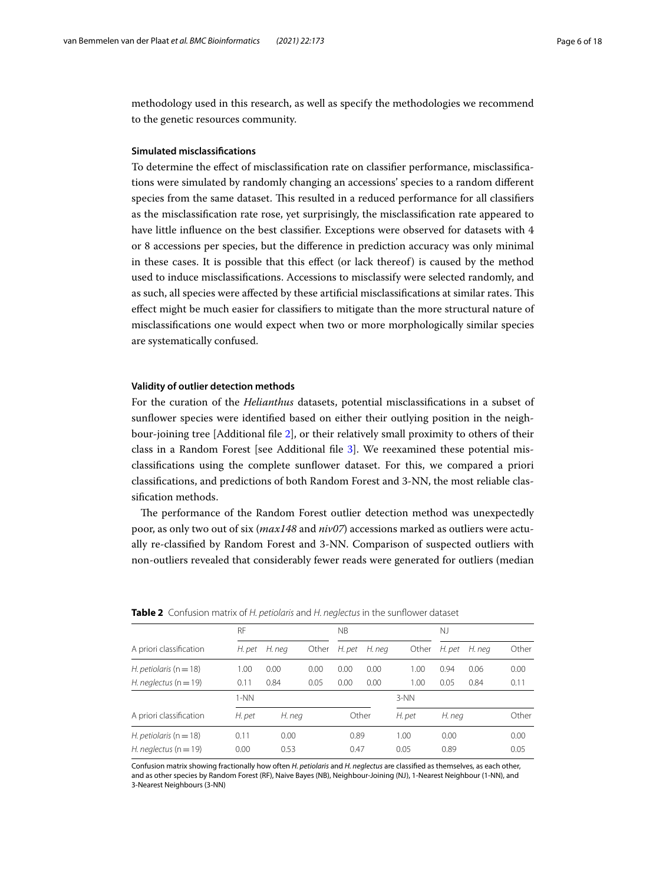methodology used in this research, as well as specify the methodologies we recommend to the genetic resources community.

#### Simulated misclassifications

To determine the effect of misclassification rate on classifier performance, misclassifications were simulated by randomly changing an accessions' species to a random different species from the same dataset. This resulted in a reduced performance for all classifiers as the misclassification rate rose, yet surprisingly, the misclassification rate appeared to have little influence on the best classifier. Exceptions were observed for datasets with 4 or 8 accessions per species, but the difference in prediction accuracy was only minimal in these cases. It is possible that this effect (or lack thereof) is caused by the method used to induce misclassifications. Accessions to misclassify were selected randomly, and as such, all species were affected by these artificial misclassifications at similar rates. This effect might be much easier for classifiers to mitigate than the more structural nature of misclassifications one would expect when two or more morphologically similar species are systematically confused.

#### Validity of outlier detection methods

For the curation of the *Helianthus* datasets, potential misclassifications in a subset of sunflower species were identified based on either their outlying position in the neighbour-joining tree [Additional file 2], or their relatively small proximity to others of their class in a Random Forest [see Additional file 3]. We reexamined these potential misclassifications using the complete sunflower dataset. For this, we compared a priori classifications, and predictions of both Random Forest and 3-NN, the most reliable classification methods.

The performance of the Random Forest outlier detection method was unexpectedly poor, as only two out of six (*max148* and *niv07*) accessions marked as outliers were actually re-classified by Random Forest and 3-NN. Comparison of suspected outliers with non-outliers revealed that considerably fewer reads were generated for outliers (median

**Table 2** Confusion matrix of *H. petiolaris* and *H. neglectus* in the sunflower dataset

| | RF | | | NB | | | NJ | | |
|---|---|---|---|---|---|---|---|---|---|
| A priori classification | *H. pet* | *H. neg* | Other | *H. pet* | *H. neg* | Other | *H. pet* | *H. neg* | Other |
| *H. petiolaris* (n = 18) | 1.00 | 0.00 | 0.00 | 0.00 | 0.00 | 1.00 | 0.94 | 0.06 | 0.00 |
| *H. neglectus* (n = 19) | 0.11 | 0.84 | 0.05 | 0.00 | 0.00 | 1.00 | 0.05 | 0.84 | 0.11 |

| | 1-NN | | | 3-NN | | |
|---|---|---|---|---|---|---|
| A priori classification | *H. pet* | *H. neg* | Other | *H. pet* | *H. neg* | Other |
| *H. petiolaris* (n = 18) | 0.11 | 0.00 | 0.89 | 1.00 | 0.00 | 0.00 |
| *H. neglectus* (n = 19) | 0.00 | 0.53 | 0.47 | 0.05 | 0.89 | 0.05 |

Confusion matrix showing fractionally how often *H. petiolaris* and *H. neglectus* are classified as themselves, as each other, and as other species by Random Forest (RF), Naive Bayes (NB), Neighbour-Joining (NJ), 1-Nearest Neighbour (1-NN), and 3-Nearest Neighbours (3-NN)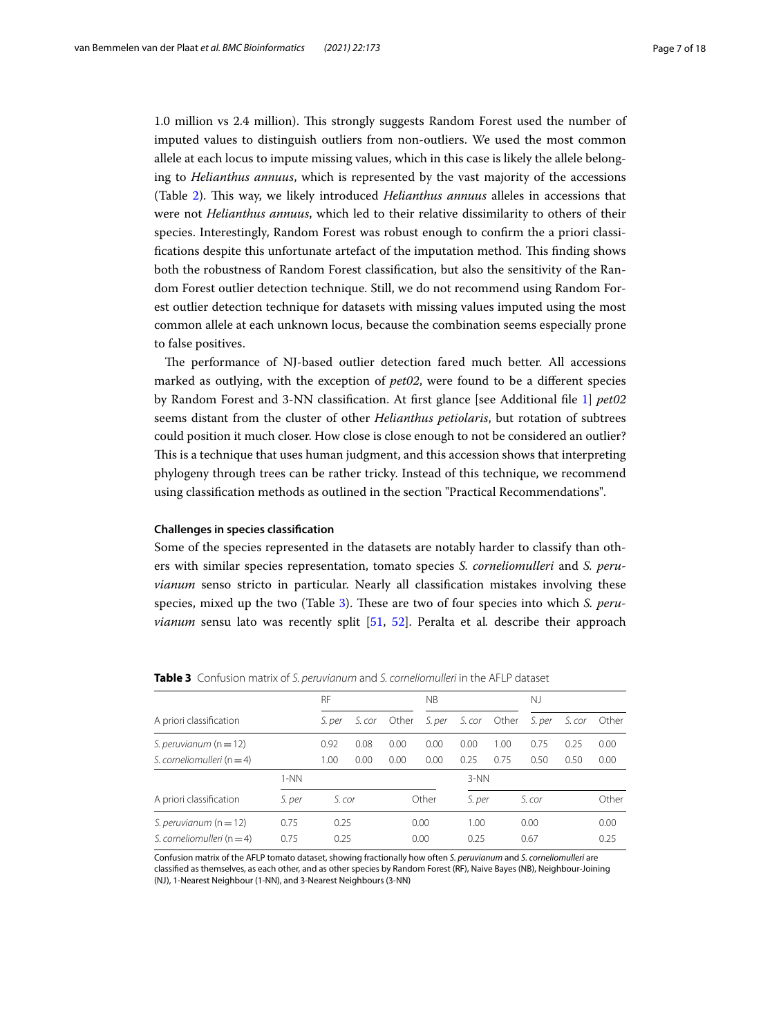1.0 million vs 2.4 million). This strongly suggests Random Forest used the number of imputed values to distinguish outliers from non-outliers. We used the most common allele at each locus to impute missing values, which in this case is likely the allele belonging to *Helianthus annuus*, which is represented by the vast majority of the accessions (Table 2). This way, we likely introduced *Helianthus annuus* alleles in accessions that were not *Helianthus annuus*, which led to their relative dissimilarity to others of their species. Interestingly, Random Forest was robust enough to confirm the a priori classifications despite this unfortunate artefact of the imputation method. This finding shows both the robustness of Random Forest classification, but also the sensitivity of the Random Forest outlier detection technique. Still, we do not recommend using Random Forest outlier detection technique for datasets with missing values imputed using the most common allele at each unknown locus, because the combination seems especially prone to false positives.

The performance of NJ-based outlier detection fared much better. All accessions marked as outlying, with the exception of *pet02*, were found to be a different species by Random Forest and 3-NN classification. At first glance [see Additional file 1] *pet02* seems distant from the cluster of other *Helianthus petiolaris*, but rotation of subtrees could position it much closer. How close is close enough to not be considered an outlier? This is a technique that uses human judgment, and this accession shows that interpreting phylogeny through trees can be rather tricky. Instead of this technique, we recommend using classification methods as outlined in the section "Practical Recommendations".

### Challenges in species classification

Some of the species represented in the datasets are notably harder to classify than others with similar species representation, tomato species *S. corneliomulleri* and *S. peruvianum* senso stricto in particular. Nearly all classification mistakes involving these species, mixed up the two (Table 3). These are two of four species into which *S. peruvianum* sensu lato was recently split [51, 52]. Peralta et al*.* describe their approach

**Table 3** Confusion matrix of *S. peruvianum* and *S. corneliomulleri* in the AFLP dataset

| A priori classification | RF | | | NB | | | NJ | | |
|---|---|---|---|---|---|---|---|---|---|
| | *S. per* | *S. cor* | Other | *S. per* | *S. cor* | Other | *S. per* | *S. cor* | Other |
| *S. peruvianum* (n = 12) | 0.92 | 0.08 | 0.00 | 0.00 | 0.00 | 1.00 | 0.75 | 0.25 | 0.00 |
| *S. corneliomulleri* (n = 4) | 1.00 | 0.00 | 0.00 | 0.00 | 0.25 | 0.75 | 0.50 | 0.50 | 0.00 |

| A priori classification | 1-NN | | | 3-NN | | |
|---|---|---|---|---|---|---|
| | *S. per* | *S. cor* | Other | *S. per* | *S. cor* | Other |
| *S. peruvianum* (n = 12) | 0.75 | 0.25 | 0.00 | 1.00 | 0.00 | 0.00 |
| *S. corneliomulleri* (n = 4) | 0.75 | 0.25 | 0.00 | 0.25 | 0.67 | 0.25 |

Confusion matrix of the AFLP tomato dataset, showing fractionally how often *S. peruvianum* and *S. corneliomulleri* are classified as themselves, as each other, and as other species by Random Forest (RF), Naive Bayes (NB), Neighbour-Joining (NJ), 1-Nearest Neighbour (1-NN), and 3-Nearest Neighbours (3-NN)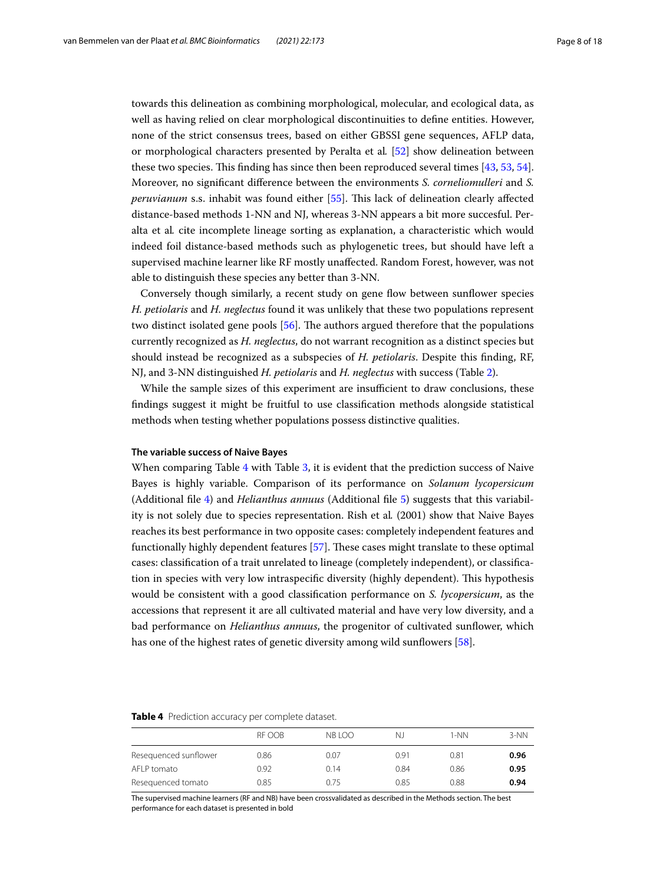towards this delineation as combining morphological, molecular, and ecological data, as well as having relied on clear morphological discontinuities to define entities. However, none of the strict consensus trees, based on either GBSSI gene sequences, AFLP data, or morphological characters presented by Peralta et al. [52] show delineation between these two species. This finding has since then been reproduced several times [43, 53, 54]. Moreover, no significant difference between the environments *S. corneliomulleri* and *S. peruvianum* s.s. inhabit was found either [55]. This lack of delineation clearly affected distance-based methods 1-NN and NJ, whereas 3-NN appears a bit more succesful. Peralta et al. cite incomplete lineage sorting as explanation, a characteristic which would indeed foil distance-based methods such as phylogenetic trees, but should have left a supervised machine learner like RF mostly unaffected. Random Forest, however, was not able to distinguish these species any better than 3-NN.

Conversely though similarly, a recent study on gene flow between sunflower species *H. petiolaris* and *H. neglectus* found it was unlikely that these two populations represent two distinct isolated gene pools [56]. The authors argued therefore that the populations currently recognized as *H. neglectus*, do not warrant recognition as a distinct species but should instead be recognized as a subspecies of *H. petiolaris*. Despite this finding, RF, NJ, and 3-NN distinguished *H. petiolaris* and *H. neglectus* with success (Table 2).

While the sample sizes of this experiment are insufficient to draw conclusions, these findings suggest it might be fruitful to use classification methods alongside statistical methods when testing whether populations possess distinctive qualities.

#### The variable success of Naive Bayes

When comparing Table 4 with Table 3, it is evident that the prediction success of Naive Bayes is highly variable. Comparison of its performance on *Solanum lycopersicum* (Additional file 4) and *Helianthus annuus* (Additional file 5) suggests that this variability is not solely due to species representation. Rish et al. (2001) show that Naive Bayes reaches its best performance in two opposite cases: completely independent features and functionally highly dependent features [57]. These cases might translate to these optimal cases: classification of a trait unrelated to lineage (completely independent), or classification in species with very low intraspecific diversity (highly dependent). This hypothesis would be consistent with a good classification performance on *S. lycopersicum*, as the accessions that represent it are all cultivated material and have very low diversity, and a bad performance on *Helianthus annuus*, the progenitor of cultivated sunflower, which has one of the highest rates of genetic diversity among wild sunflowers [58].

**Table 4** Prediction accuracy per complete dataset.

| | RF OOB | NB LOO | NJ | 1-NN | 3-NN |
|---|---|---|---|---|---|
| Resequenced sunflower | 0.86 | 0.07 | 0.91 | 0.81 | **0.96** |
| AFLP tomato | 0.92 | 0.14 | 0.84 | 0.86 | **0.95** |
| Resequenced tomato | 0.85 | 0.75 | 0.85 | 0.88 | **0.94** |

The supervised machine learners (RF and NB) have been crossvalidated as described in the Methods section. The best performance for each dataset is presented in bold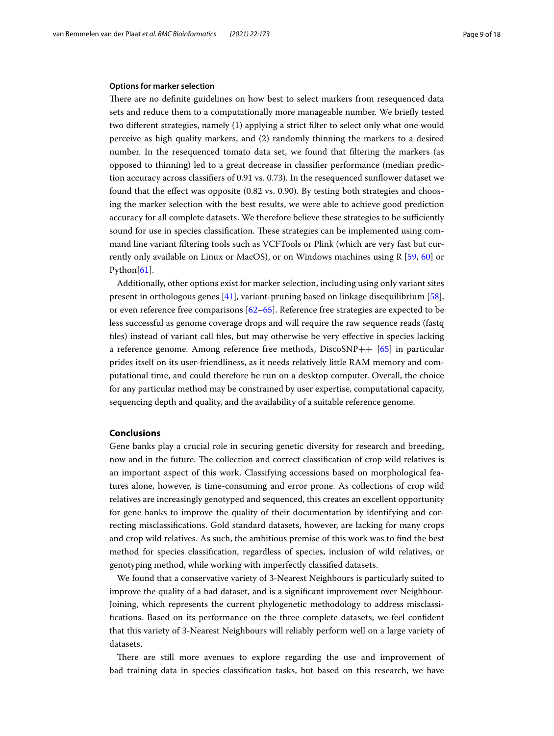### Options for marker selection

There are no definite guidelines on how best to select markers from resequenced data sets and reduce them to a computationally more manageable number. We briefly tested two different strategies, namely (1) applying a strict filter to select only what one would perceive as high quality markers, and (2) randomly thinning the markers to a desired number. In the resequenced tomato data set, we found that filtering the markers (as opposed to thinning) led to a great decrease in classifier performance (median prediction accuracy across classifiers of 0.91 vs. 0.73). In the resequenced sunflower dataset we found that the effect was opposite (0.82 vs. 0.90). By testing both strategies and choosing the marker selection with the best results, we were able to achieve good prediction accuracy for all complete datasets. We therefore believe these strategies to be sufficiently sound for use in species classification. These strategies can be implemented using command line variant filtering tools such as VCFTools or Plink (which are very fast but currently only available on Linux or MacOS), or on Windows machines using R [59, 60] or Python[61].

Additionally, other options exist for marker selection, including using only variant sites present in orthologous genes [41], variant-pruning based on linkage disequilibrium [58], or even reference free comparisons [62–65]. Reference free strategies are expected to be less successful as genome coverage drops and will require the raw sequence reads (fastq files) instead of variant call files, but may otherwise be very effective in species lacking a reference genome. Among reference free methods, DiscoSNP++ [65] in particular prides itself on its user-friendliness, as it needs relatively little RAM memory and computational time, and could therefore be run on a desktop computer. Overall, the choice for any particular method may be constrained by user expertise, computational capacity, sequencing depth and quality, and the availability of a suitable reference genome.

## Conclusions

Gene banks play a crucial role in securing genetic diversity for research and breeding, now and in the future. The collection and correct classification of crop wild relatives is an important aspect of this work. Classifying accessions based on morphological features alone, however, is time-consuming and error prone. As collections of crop wild relatives are increasingly genotyped and sequenced, this creates an excellent opportunity for gene banks to improve the quality of their documentation by identifying and correcting misclassifications. Gold standard datasets, however, are lacking for many crops and crop wild relatives. As such, the ambitious premise of this work was to find the best method for species classification, regardless of species, inclusion of wild relatives, or genotyping method, while working with imperfectly classified datasets.

We found that a conservative variety of 3-Nearest Neighbours is particularly suited to improve the quality of a bad dataset, and is a significant improvement over Neighbour-Joining, which represents the current phylogenetic methodology to address misclassifications. Based on its performance on the three complete datasets, we feel confident that this variety of 3-Nearest Neighbours will reliably perform well on a large variety of datasets.

There are still more avenues to explore regarding the use and improvement of bad training data in species classification tasks, but based on this research, we have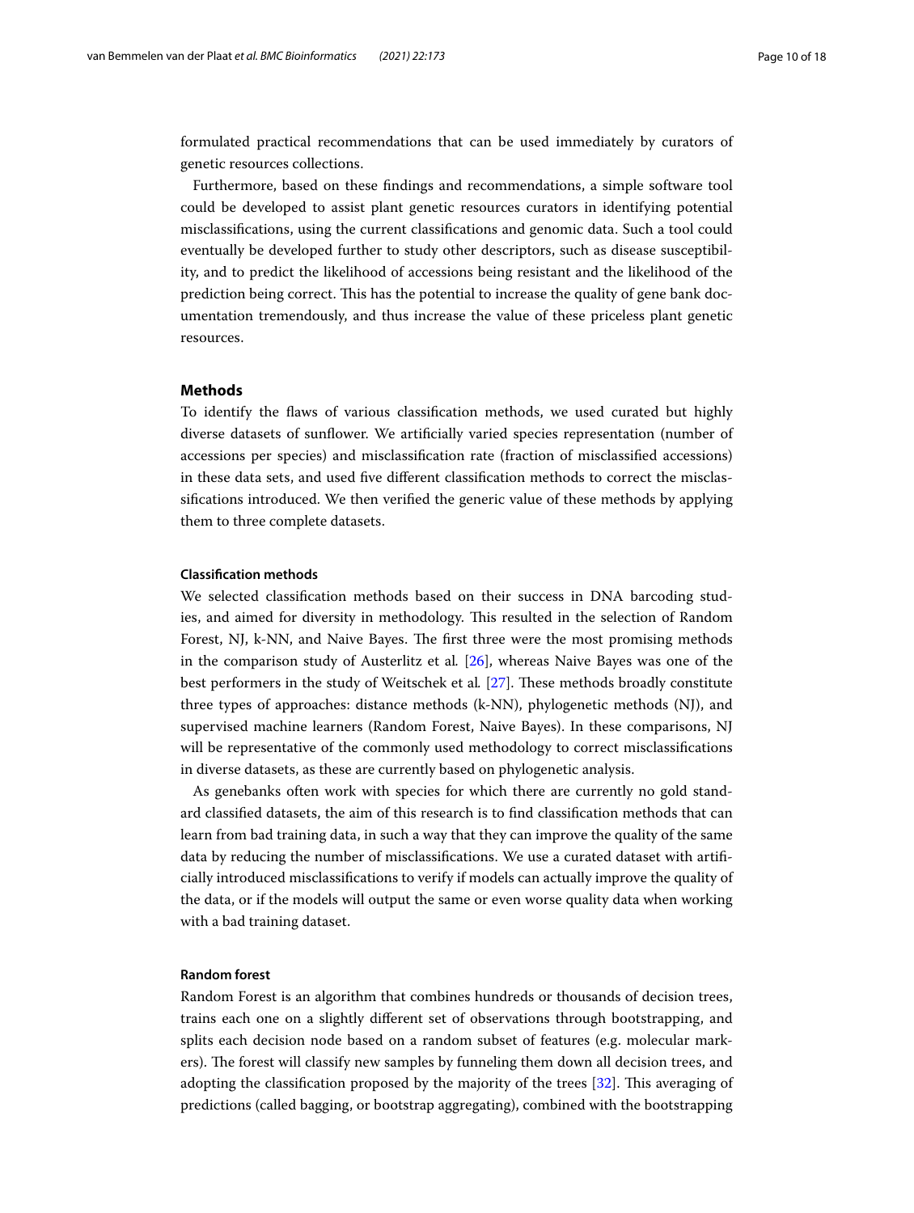formulated practical recommendations that can be used immediately by curators of genetic resources collections.

Furthermore, based on these findings and recommendations, a simple software tool could be developed to assist plant genetic resources curators in identifying potential misclassifications, using the current classifications and genomic data. Such a tool could eventually be developed further to study other descriptors, such as disease susceptibility, and to predict the likelihood of accessions being resistant and the likelihood of the prediction being correct. This has the potential to increase the quality of gene bank documentation tremendously, and thus increase the value of these priceless plant genetic resources.

## Methods

To identify the flaws of various classification methods, we used curated but highly diverse datasets of sunflower. We artificially varied species representation (number of accessions per species) and misclassification rate (fraction of misclassified accessions) in these data sets, and used five different classification methods to correct the misclassifications introduced. We then verified the generic value of these methods by applying them to three complete datasets.

### Classification methods

We selected classification methods based on their success in DNA barcoding studies, and aimed for diversity in methodology. This resulted in the selection of Random Forest, NJ, k-NN, and Naive Bayes. The first three were the most promising methods in the comparison study of Austerlitz et al. [26], whereas Naive Bayes was one of the best performers in the study of Weitschek et al. [27]. These methods broadly constitute three types of approaches: distance methods (k-NN), phylogenetic methods (NJ), and supervised machine learners (Random Forest, Naive Bayes). In these comparisons, NJ will be representative of the commonly used methodology to correct misclassifications in diverse datasets, as these are currently based on phylogenetic analysis.

As genebanks often work with species for which there are currently no gold standard classified datasets, the aim of this research is to find classification methods that can learn from bad training data, in such a way that they can improve the quality of the same data by reducing the number of misclassifications. We use a curated dataset with artificially introduced misclassifications to verify if models can actually improve the quality of the data, or if the models will output the same or even worse quality data when working with a bad training dataset.

### Random forest

Random Forest is an algorithm that combines hundreds or thousands of decision trees, trains each one on a slightly different set of observations through bootstrapping, and splits each decision node based on a random subset of features (e.g. molecular markers). The forest will classify new samples by funneling them down all decision trees, and adopting the classification proposed by the majority of the trees [32]. This averaging of predictions (called bagging, or bootstrap aggregating), combined with the bootstrapping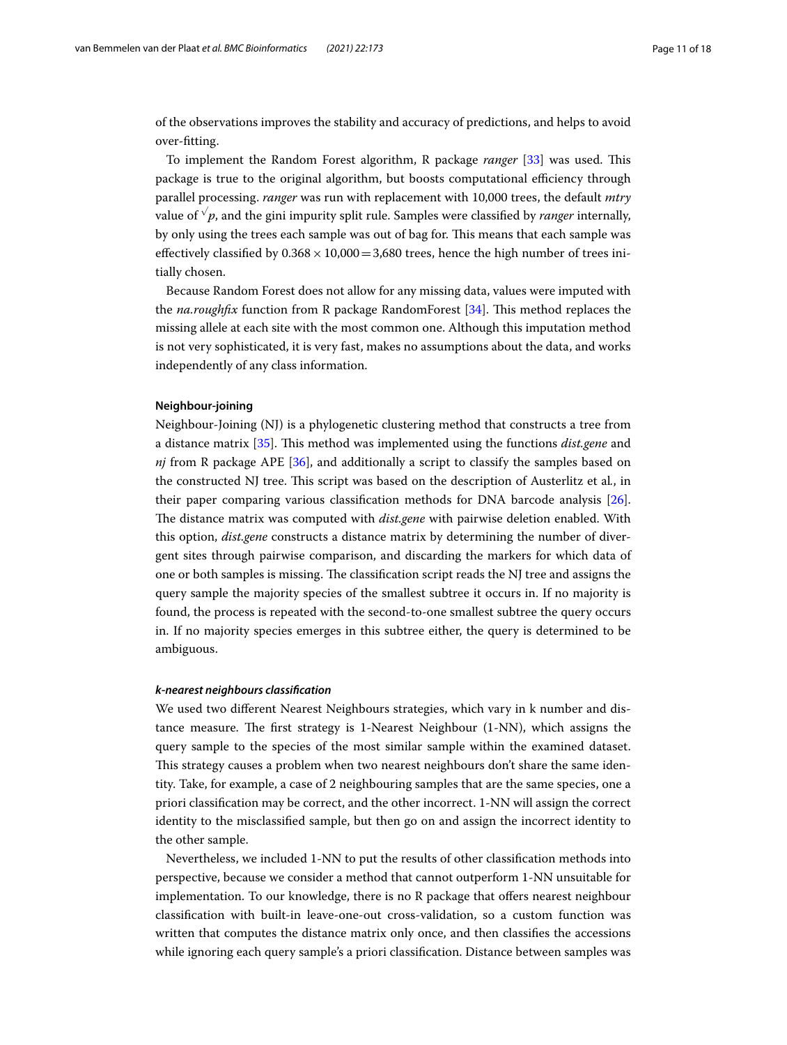of the observations improves the stability and accuracy of predictions, and helps to avoid over-fitting.

To implement the Random Forest algorithm, R package *ranger* [33] was used. This package is true to the original algorithm, but boosts computational efficiency through parallel processing. *ranger* was run with replacement with 10,000 trees, the default *mtry* value of $\sqrt{p}$, and the gini impurity split rule. Samples were classified by *ranger* internally, by only using the trees each sample was out of bag for. This means that each sample was effectively classified by $0.368 \times 10{,}000 = 3{,}680$ trees, hence the high number of trees initially chosen.

Because Random Forest does not allow for any missing data, values were imputed with the *na.roughfix* function from R package RandomForest [34]. This method replaces the missing allele at each site with the most common one. Although this imputation method is not very sophisticated, it is very fast, makes no assumptions about the data, and works independently of any class information.

#### Neighbour-joining

Neighbour-Joining (NJ) is a phylogenetic clustering method that constructs a tree from a distance matrix [35]. This method was implemented using the functions *dist.gene* and *nj* from R package APE [36], and additionally a script to classify the samples based on the constructed NJ tree. This script was based on the description of Austerlitz et al., in their paper comparing various classification methods for DNA barcode analysis [26]. The distance matrix was computed with *dist.gene* with pairwise deletion enabled. With this option, *dist.gene* constructs a distance matrix by determining the number of divergent sites through pairwise comparison, and discarding the markers for which data of one or both samples is missing. The classification script reads the NJ tree and assigns the query sample the majority species of the smallest subtree it occurs in. If no majority is found, the process is repeated with the second-to-one smallest subtree the query occurs in. If no majority species emerges in this subtree either, the query is determined to be ambiguous.

##### *k-nearest neighbours classification*

We used two different Nearest Neighbours strategies, which vary in k number and distance measure. The first strategy is 1-Nearest Neighbour (1-NN), which assigns the query sample to the species of the most similar sample within the examined dataset. This strategy causes a problem when two nearest neighbours don't share the same identity. Take, for example, a case of 2 neighbouring samples that are the same species, one a priori classification may be correct, and the other incorrect. 1-NN will assign the correct identity to the misclassified sample, but then go on and assign the incorrect identity to the other sample.

Nevertheless, we included 1-NN to put the results of other classification methods into perspective, because we consider a method that cannot outperform 1-NN unsuitable for implementation. To our knowledge, there is no R package that offers nearest neighbour classification with built-in leave-one-out cross-validation, so a custom function was written that computes the distance matrix only once, and then classifies the accessions while ignoring each query sample's a priori classification. Distance between samples was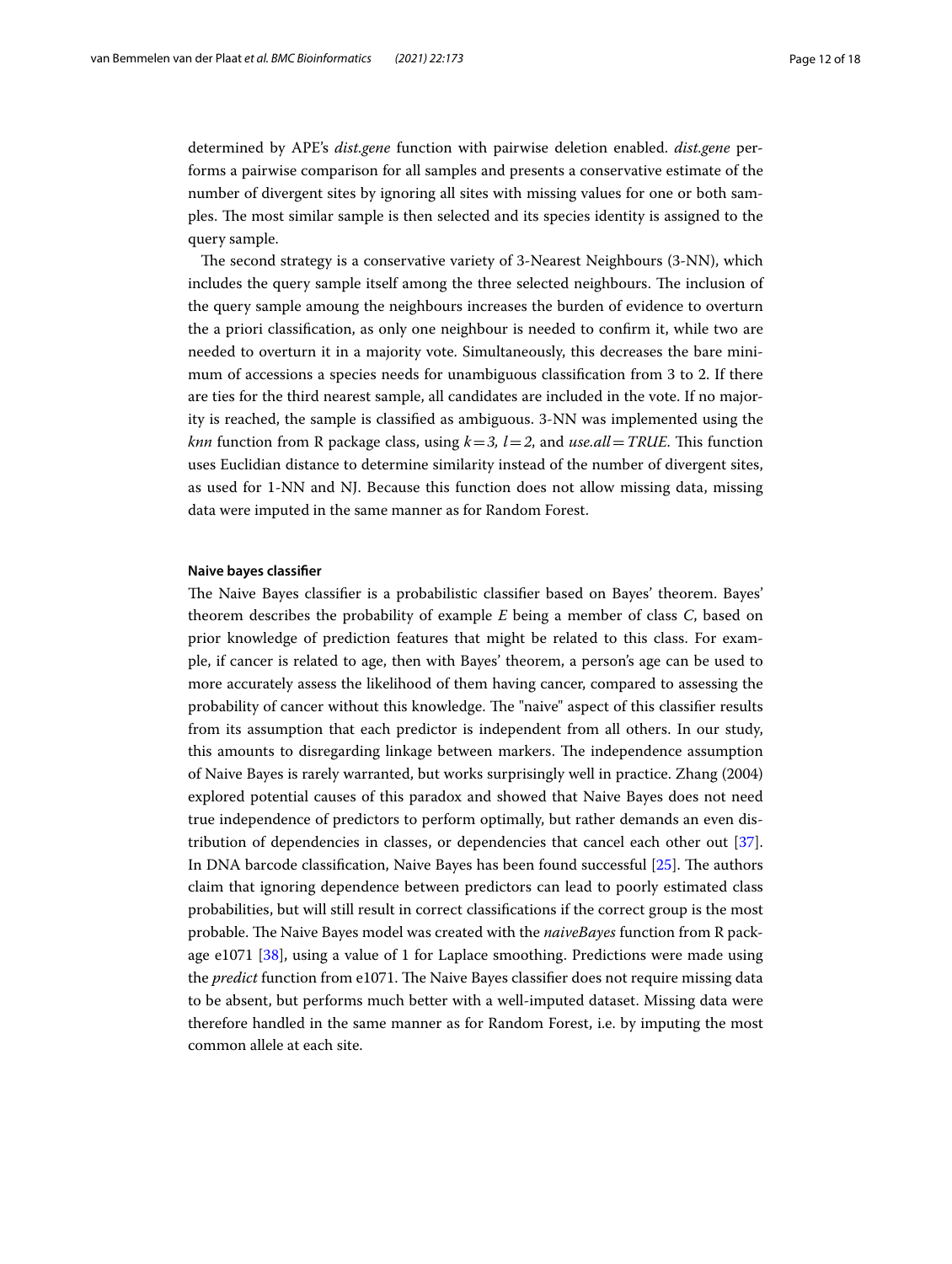determined by APE's *dist.gene* function with pairwise deletion enabled. *dist.gene* performs a pairwise comparison for all samples and presents a conservative estimate of the number of divergent sites by ignoring all sites with missing values for one or both samples. The most similar sample is then selected and its species identity is assigned to the query sample.

The second strategy is a conservative variety of 3-Nearest Neighbours (3-NN), which includes the query sample itself among the three selected neighbours. The inclusion of the query sample amoung the neighbours increases the burden of evidence to overturn the a priori classification, as only one neighbour is needed to confirm it, while two are needed to overturn it in a majority vote. Simultaneously, this decreases the bare minimum of accessions a species needs for unambiguous classification from 3 to 2. If there are ties for the third nearest sample, all candidates are included in the vote. If no majority is reached, the sample is classified as ambiguous. 3-NN was implemented using the *knn* function from R package class, using *k = 3, l = 2*, and *use.all = TRUE.* This function uses Euclidian distance to determine similarity instead of the number of divergent sites, as used for 1-NN and NJ. Because this function does not allow missing data, missing data were imputed in the same manner as for Random Forest.

#### Naive bayes classifier

The Naive Bayes classifier is a probabilistic classifier based on Bayes' theorem. Bayes' theorem describes the probability of example *E* being a member of class *C*, based on prior knowledge of prediction features that might be related to this class. For example, if cancer is related to age, then with Bayes' theorem, a person's age can be used to more accurately assess the likelihood of them having cancer, compared to assessing the probability of cancer without this knowledge. The "naive" aspect of this classifier results from its assumption that each predictor is independent from all others. In our study, this amounts to disregarding linkage between markers. The independence assumption of Naive Bayes is rarely warranted, but works surprisingly well in practice. Zhang (2004) explored potential causes of this paradox and showed that Naive Bayes does not need true independence of predictors to perform optimally, but rather demands an even distribution of dependencies in classes, or dependencies that cancel each other out [37]. In DNA barcode classification, Naive Bayes has been found successful [25]. The authors claim that ignoring dependence between predictors can lead to poorly estimated class probabilities, but will still result in correct classifications if the correct group is the most probable. The Naive Bayes model was created with the *naiveBayes* function from R package e1071 [38], using a value of 1 for Laplace smoothing. Predictions were made using the *predict* function from e1071. The Naive Bayes classifier does not require missing data to be absent, but performs much better with a well-imputed dataset. Missing data were therefore handled in the same manner as for Random Forest, i.e. by imputing the most common allele at each site.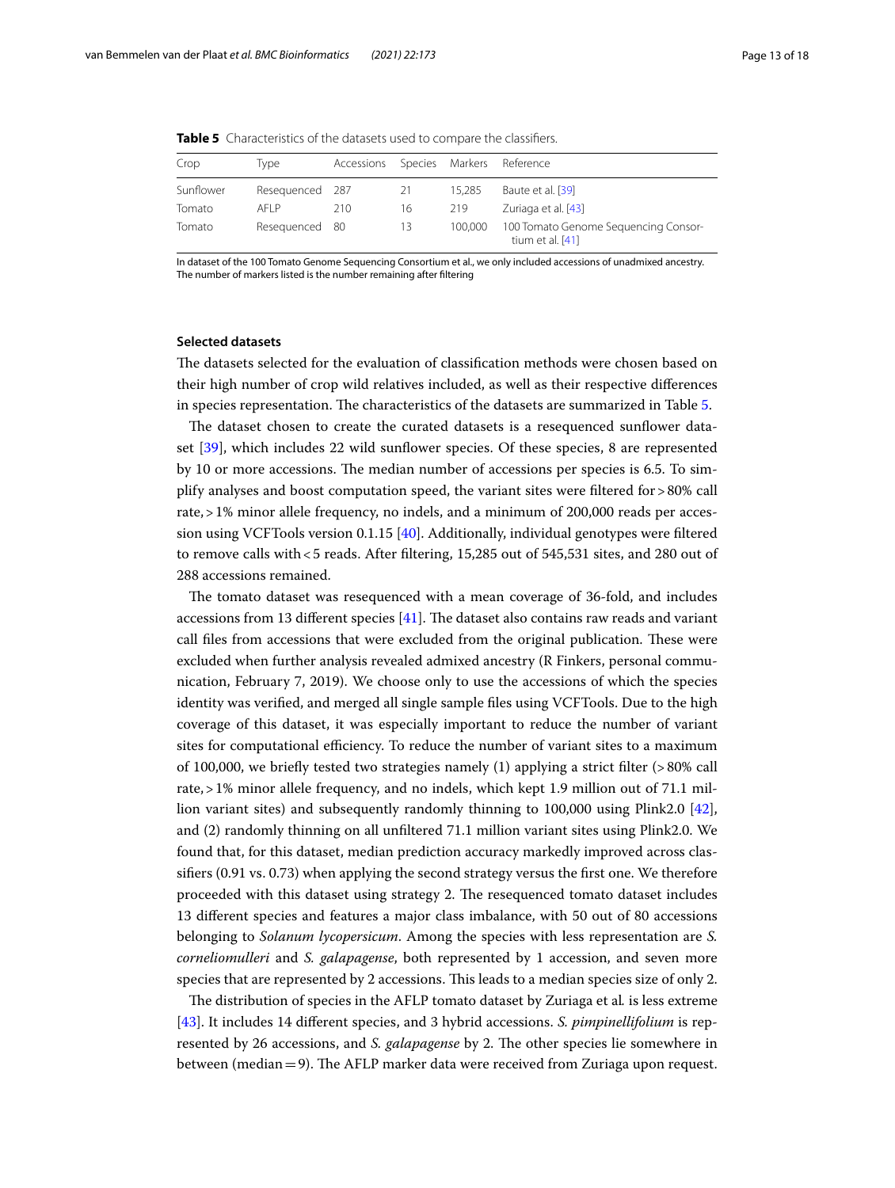**Table 5** Characteristics of the datasets used to compare the classifiers.

| Crop | Type | Accessions | Species | Markers | Reference |
| --- | --- | --- | --- | --- | --- |
| Sunflower | Resequenced | 287 | 21 | 15,285 | Baute et al. [39] |
| Tomato | AFLP | 210 | 16 | 219 | Zuriaga et al. [43] |
| Tomato | Resequenced | 80 | 13 | 100,000 | 100 Tomato Genome Sequencing Consortium et al. [41] |

In dataset of the 100 Tomato Genome Sequencing Consortium et al., we only included accessions of unadmixed ancestry. The number of markers listed is the number remaining after filtering

#### Selected datasets

The datasets selected for the evaluation of classification methods were chosen based on their high number of crop wild relatives included, as well as their respective differences in species representation. The characteristics of the datasets are summarized in Table 5.

The dataset chosen to create the curated datasets is a resequenced sunflower dataset [39], which includes 22 wild sunflower species. Of these species, 8 are represented by 10 or more accessions. The median number of accessions per species is 6.5. To simplify analyses and boost computation speed, the variant sites were filtered for > 80% call rate, > 1% minor allele frequency, no indels, and a minimum of 200,000 reads per accession using VCFTools version 0.1.15 [40]. Additionally, individual genotypes were filtered to remove calls with < 5 reads. After filtering, 15,285 out of 545,531 sites, and 280 out of 288 accessions remained.

The tomato dataset was resequenced with a mean coverage of 36-fold, and includes accessions from 13 different species [41]. The dataset also contains raw reads and variant call files from accessions that were excluded from the original publication. These were excluded when further analysis revealed admixed ancestry (R Finkers, personal communication, February 7, 2019). We choose only to use the accessions of which the species identity was verified, and merged all single sample files using VCFTools. Due to the high coverage of this dataset, it was especially important to reduce the number of variant sites for computational efficiency. To reduce the number of variant sites to a maximum of 100,000, we briefly tested two strategies namely (1) applying a strict filter (> 80% call rate, > 1% minor allele frequency, and no indels, which kept 1.9 million out of 71.1 million variant sites) and subsequently randomly thinning to 100,000 using Plink2.0 [42], and (2) randomly thinning on all unfiltered 71.1 million variant sites using Plink2.0. We found that, for this dataset, median prediction accuracy markedly improved across classifiers (0.91 vs. 0.73) when applying the second strategy versus the first one. We therefore proceeded with this dataset using strategy 2. The resequenced tomato dataset includes 13 different species and features a major class imbalance, with 50 out of 80 accessions belonging to *Solanum lycopersicum*. Among the species with less representation are *S. corneliomulleri* and *S. galapagense*, both represented by 1 accession, and seven more species that are represented by 2 accessions. This leads to a median species size of only 2.

The distribution of species in the AFLP tomato dataset by Zuriaga et al. is less extreme [43]. It includes 14 different species, and 3 hybrid accessions. *S. pimpinellifolium* is represented by 26 accessions, and *S. galapagense* by 2. The other species lie somewhere in between (median = 9). The AFLP marker data were received from Zuriaga upon request.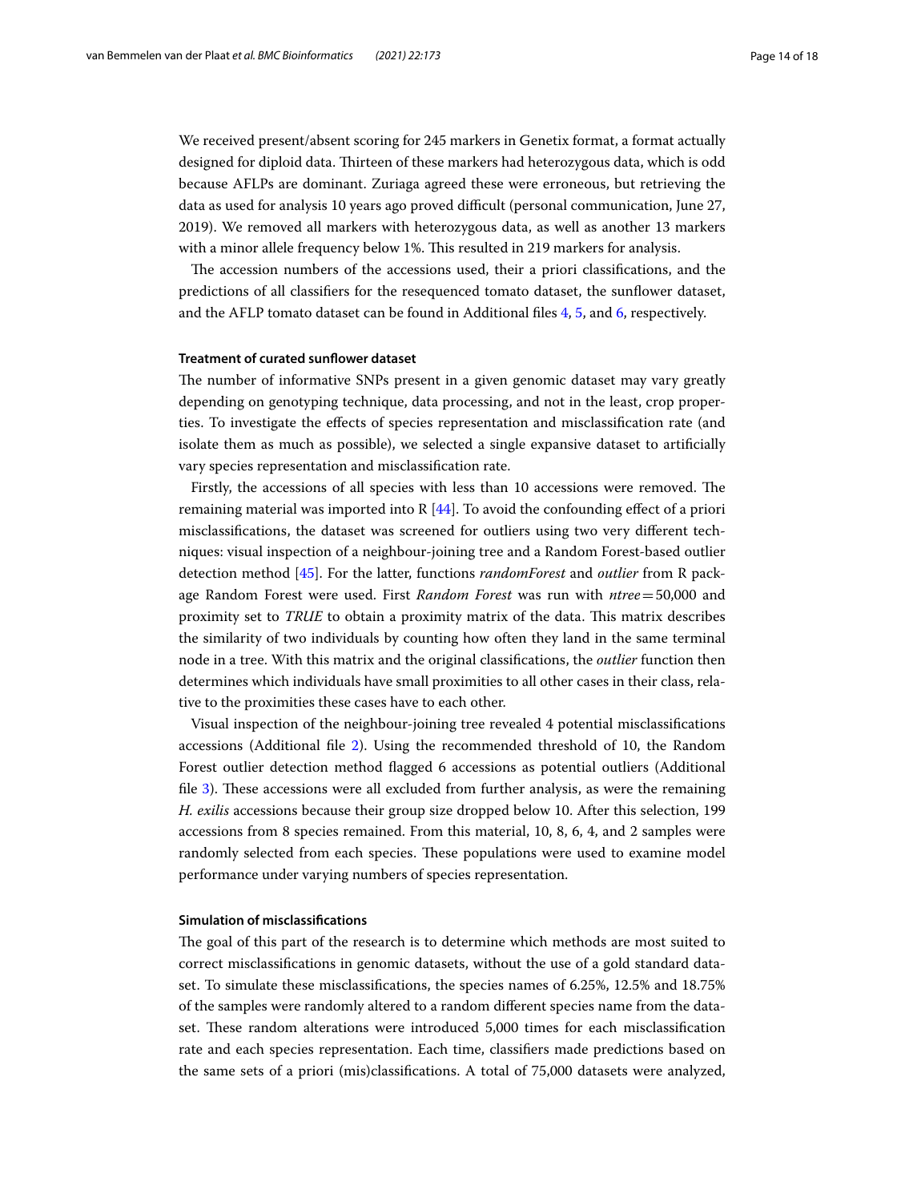We received present/absent scoring for 245 markers in Genetix format, a format actually designed for diploid data. Thirteen of these markers had heterozygous data, which is odd because AFLPs are dominant. Zuriaga agreed these were erroneous, but retrieving the data as used for analysis 10 years ago proved difficult (personal communication, June 27, 2019). We removed all markers with heterozygous data, as well as another 13 markers with a minor allele frequency below 1%. This resulted in 219 markers for analysis.

The accession numbers of the accessions used, their a priori classifications, and the predictions of all classifiers for the resequenced tomato dataset, the sunflower dataset, and the AFLP tomato dataset can be found in Additional files 4, 5, and 6, respectively.

#### Treatment of curated sunflower dataset

The number of informative SNPs present in a given genomic dataset may vary greatly depending on genotyping technique, data processing, and not in the least, crop properties. To investigate the effects of species representation and misclassification rate (and isolate them as much as possible), we selected a single expansive dataset to artificially vary species representation and misclassification rate.

Firstly, the accessions of all species with less than 10 accessions were removed. The remaining material was imported into R [44]. To avoid the confounding effect of a priori misclassifications, the dataset was screened for outliers using two very different techniques: visual inspection of a neighbour-joining tree and a Random Forest-based outlier detection method [45]. For the latter, functions *randomForest* and *outlier* from R package Random Forest were used. First *Random Forest* was run with *ntree* = 50,000 and proximity set to *TRUE* to obtain a proximity matrix of the data. This matrix describes the similarity of two individuals by counting how often they land in the same terminal node in a tree. With this matrix and the original classifications, the *outlier* function then determines which individuals have small proximities to all other cases in their class, relative to the proximities these cases have to each other.

Visual inspection of the neighbour-joining tree revealed 4 potential misclassifications accessions (Additional file 2). Using the recommended threshold of 10, the Random Forest outlier detection method flagged 6 accessions as potential outliers (Additional file 3). These accessions were all excluded from further analysis, as were the remaining *H. exilis* accessions because their group size dropped below 10. After this selection, 199 accessions from 8 species remained. From this material, 10, 8, 6, 4, and 2 samples were randomly selected from each species. These populations were used to examine model performance under varying numbers of species representation.

#### Simulation of misclassifications

The goal of this part of the research is to determine which methods are most suited to correct misclassifications in genomic datasets, without the use of a gold standard dataset. To simulate these misclassifications, the species names of 6.25%, 12.5% and 18.75% of the samples were randomly altered to a random different species name from the dataset. These random alterations were introduced 5,000 times for each misclassification rate and each species representation. Each time, classifiers made predictions based on the same sets of a priori (mis)classifications. A total of 75,000 datasets were analyzed,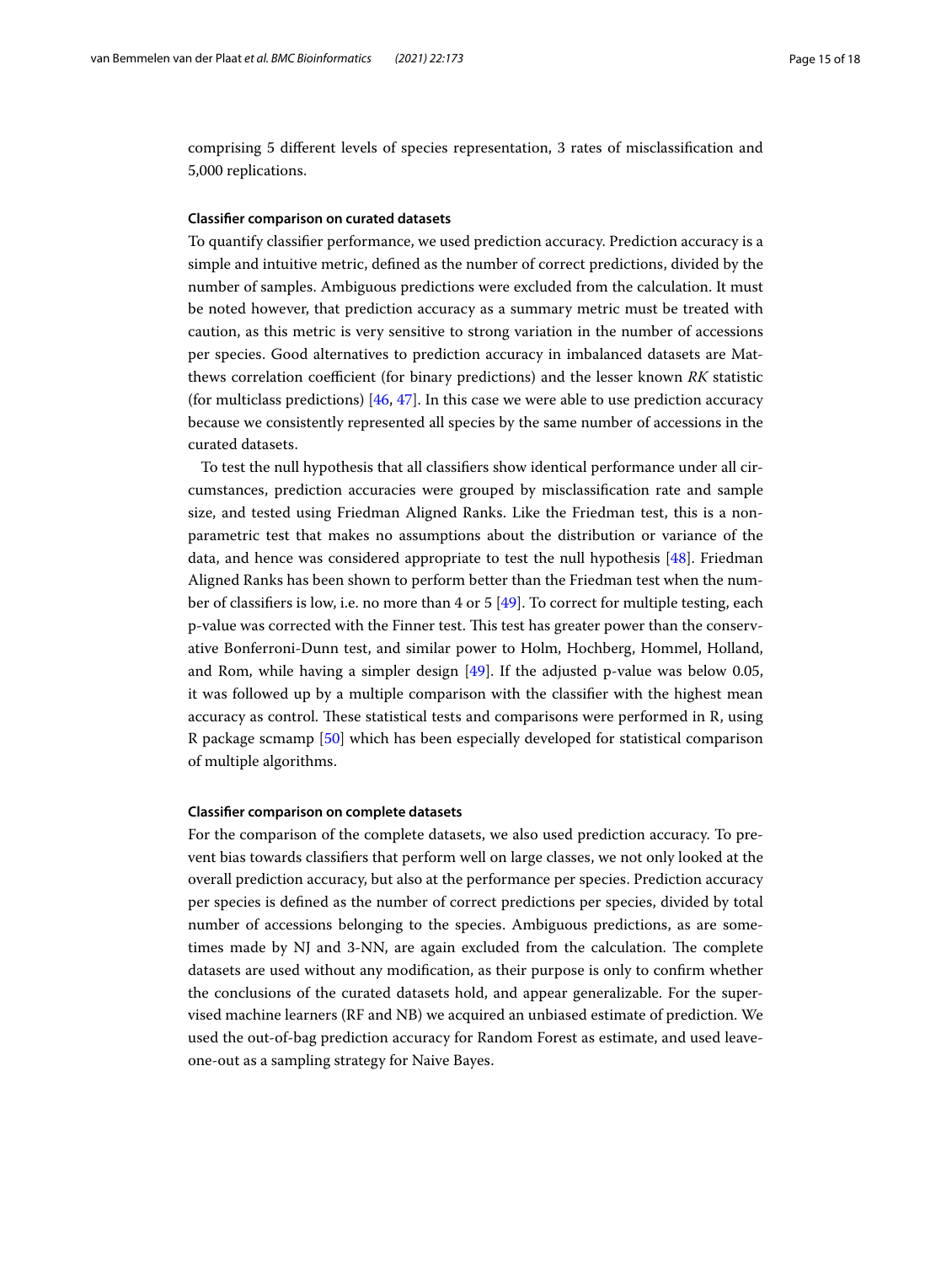comprising 5 different levels of species representation, 3 rates of misclassification and 5,000 replications.

### Classifier comparison on curated datasets

To quantify classifier performance, we used prediction accuracy. Prediction accuracy is a simple and intuitive metric, defined as the number of correct predictions, divided by the number of samples. Ambiguous predictions were excluded from the calculation. It must be noted however, that prediction accuracy as a summary metric must be treated with caution, as this metric is very sensitive to strong variation in the number of accessions per species. Good alternatives to prediction accuracy in imbalanced datasets are Matthews correlation coefficient (for binary predictions) and the lesser known *RK* statistic (for multiclass predictions) [46, 47]. In this case we were able to use prediction accuracy because we consistently represented all species by the same number of accessions in the curated datasets.

To test the null hypothesis that all classifiers show identical performance under all circumstances, prediction accuracies were grouped by misclassification rate and sample size, and tested using Friedman Aligned Ranks. Like the Friedman test, this is a non-parametric test that makes no assumptions about the distribution or variance of the data, and hence was considered appropriate to test the null hypothesis [48]. Friedman Aligned Ranks has been shown to perform better than the Friedman test when the number of classifiers is low, i.e. no more than 4 or 5 [49]. To correct for multiple testing, each p-value was corrected with the Finner test. This test has greater power than the conservative Bonferroni-Dunn test, and similar power to Holm, Hochberg, Hommel, Holland, and Rom, while having a simpler design [49]. If the adjusted p-value was below 0.05, it was followed up by a multiple comparison with the classifier with the highest mean accuracy as control. These statistical tests and comparisons were performed in R, using R package scmamp [50] which has been especially developed for statistical comparison of multiple algorithms.

### Classifier comparison on complete datasets

For the comparison of the complete datasets, we also used prediction accuracy. To prevent bias towards classifiers that perform well on large classes, we not only looked at the overall prediction accuracy, but also at the performance per species. Prediction accuracy per species is defined as the number of correct predictions per species, divided by total number of accessions belonging to the species. Ambiguous predictions, as are sometimes made by NJ and 3-NN, are again excluded from the calculation. The complete datasets are used without any modification, as their purpose is only to confirm whether the conclusions of the curated datasets hold, and appear generalizable. For the supervised machine learners (RF and NB) we acquired an unbiased estimate of prediction. We used the out-of-bag prediction accuracy for Random Forest as estimate, and used leave-one-out as a sampling strategy for Naive Bayes.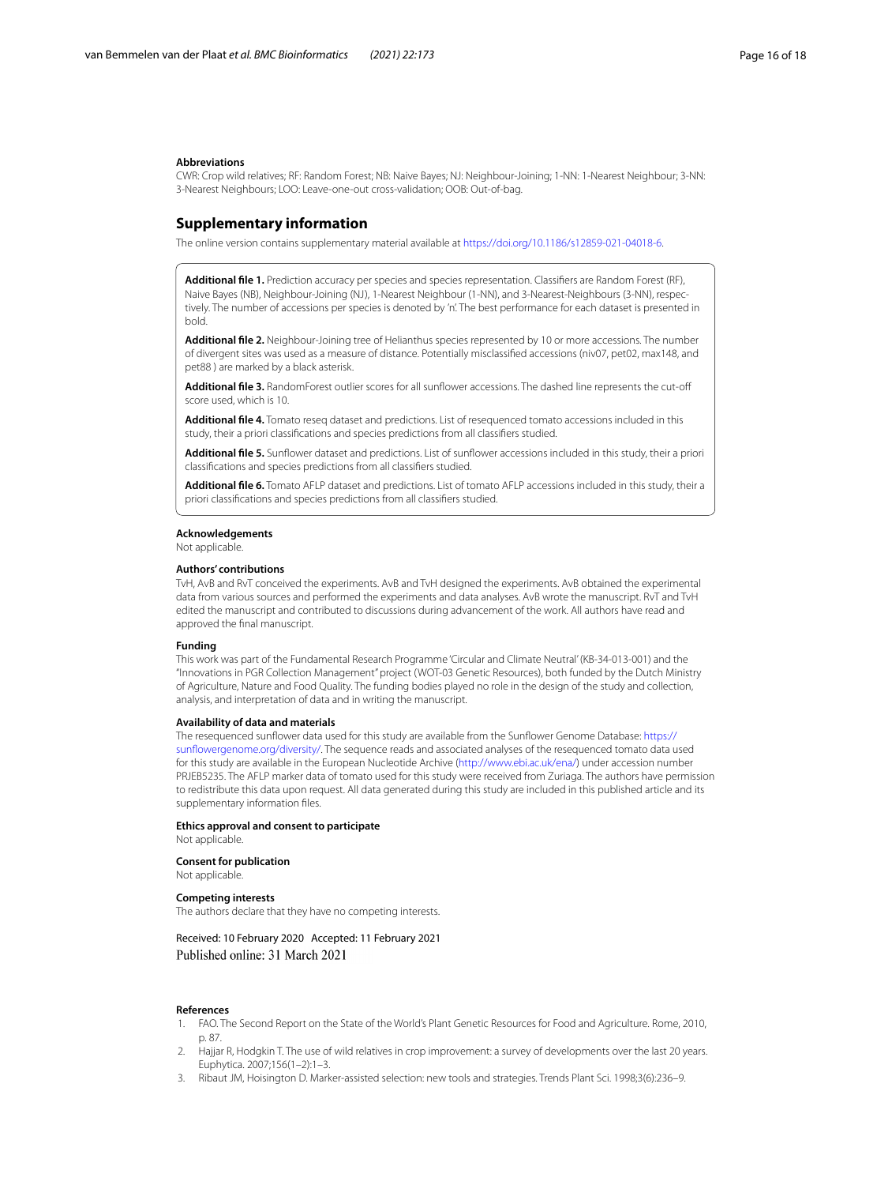#### Abbreviations

CWR: Crop wild relatives; RF: Random Forest; NB: Naive Bayes; NJ: Neighbour-Joining; 1-NN: 1-Nearest Neighbour; 3-NN: 3-Nearest Neighbours; LOO: Leave-one-out cross-validation; OOB: Out-of-bag.

## Supplementary information

The online version contains supplementary material available at https://doi.org/10.1186/s12859-021-04018-6.

**Additional file 1.** Prediction accuracy per species and species representation. Classifiers are Random Forest (RF), Naive Bayes (NB), Neighbour-Joining (NJ), 1-Nearest Neighbour (1-NN), and 3-Nearest-Neighbours (3-NN), respectively. The number of accessions per species is denoted by 'n'. The best performance for each dataset is presented in bold.

**Additional file 2.** Neighbour-Joining tree of Helianthus species represented by 10 or more accessions. The number of divergent sites was used as a measure of distance. Potentially misclassified accessions (niv07, pet02, max148, and pet88 ) are marked by a black asterisk.

**Additional file 3.** RandomForest outlier scores for all sunflower accessions. The dashed line represents the cut-off score used, which is 10.

**Additional file 4.** Tomato reseq dataset and predictions. List of resequenced tomato accessions included in this study, their a priori classifications and species predictions from all classifiers studied.

**Additional file 5.** Sunflower dataset and predictions. List of sunflower accessions included in this study, their a priori classifications and species predictions from all classifiers studied.

**Additional file 6.** Tomato AFLP dataset and predictions. List of tomato AFLP accessions included in this study, their a priori classifications and species predictions from all classifiers studied.

#### Acknowledgements

Not applicable.

#### Authors' contributions

TvH, AvB and RvT conceived the experiments. AvB and TvH designed the experiments. AvB obtained the experimental data from various sources and performed the experiments and data analyses. AvB wrote the manuscript. RvT and TvH edited the manuscript and contributed to discussions during advancement of the work. All authors have read and approved the final manuscript.

#### Funding

This work was part of the Fundamental Research Programme 'Circular and Climate Neutral' (KB-34-013-001) and the "Innovations in PGR Collection Management" project (WOT-03 Genetic Resources), both funded by the Dutch Ministry of Agriculture, Nature and Food Quality. The funding bodies played no role in the design of the study and collection, analysis, and interpretation of data and in writing the manuscript.

#### Availability of data and materials

The resequenced sunflower data used for this study are available from the Sunflower Genome Database: https://sunflowergenome.org/diversity/. The sequence reads and associated analyses of the resequenced tomato data used for this study are available in the European Nucleotide Archive (http://www.ebi.ac.uk/ena/) under accession number PRJEB5235. The AFLP marker data of tomato used for this study were received from Zuriaga. The authors have permission to redistribute this data upon request. All data generated during this study are included in this published article and its supplementary information files.

#### Ethics approval and consent to participate

Not applicable.

#### Consent for publication

Not applicable.

#### Competing interests

The authors declare that they have no competing interests.

Received: 10 February 2020 Accepted: 11 February 2021
Published online: 31 March 2021

#### References

1. FAO. The Second Report on the State of the World's Plant Genetic Resources for Food and Agriculture. Rome, 2010, p. 87.
2. Hajjar R, Hodgkin T. The use of wild relatives in crop improvement: a survey of developments over the last 20 years. Euphytica. 2007;156(1–2):1–3.
3. Ribaut JM, Hoisington D. Marker-assisted selection: new tools and strategies. Trends Plant Sci. 1998;3(6):236–9.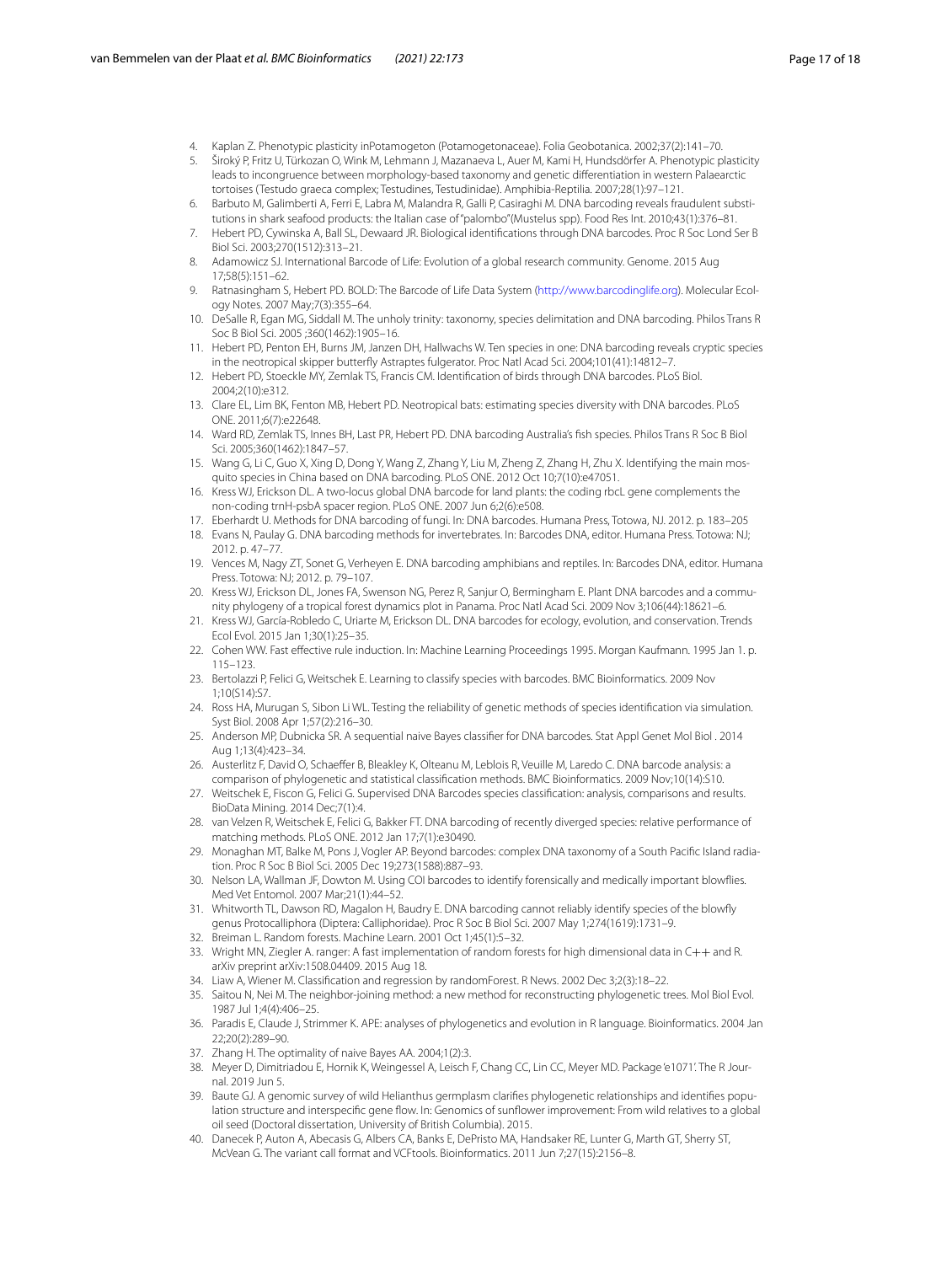4. Kaplan Z. Phenotypic plasticity inPotamogeton (Potamogetonaceae). Folia Geobotanica. 2002;37(2):141–70.
5. Široký P, Fritz U, Türkozan O, Wink M, Lehmann J, Mazanaeva L, Auer M, Kami H, Hundsdörfer A. Phenotypic plasticity leads to incongruence between morphology-based taxonomy and genetic differentiation in western Palaearctic tortoises (Testudo graeca complex; Testudines, Testudinidae). Amphibia-Reptilia. 2007;28(1):97–121.
6. Barbuto M, Galimberti A, Ferri E, Labra M, Malandra R, Galli P, Casiraghi M. DNA barcoding reveals fraudulent substitutions in shark seafood products: the Italian case of "palombo"(Mustelus spp). Food Res Int. 2010;43(1):376–81.
7. Hebert PD, Cywinska A, Ball SL, Dewaard JR. Biological identifications through DNA barcodes. Proc R Soc Lond Ser B Biol Sci. 2003;270(1512):313–21.
8. Adamowicz SJ. International Barcode of Life: Evolution of a global research community. Genome. 2015 Aug 17;58(5):151–62.
9. Ratnasingham S, Hebert PD. BOLD: The Barcode of Life Data System (http://www.barcodinglife.org). Molecular Ecology Notes. 2007 May;7(3):355–64.
10. DeSalle R, Egan MG, Siddall M. The unholy trinity: taxonomy, species delimitation and DNA barcoding. Philos Trans R Soc B Biol Sci. 2005 ;360(1462):1905–16.
11. Hebert PD, Penton EH, Burns JM, Janzen DH, Hallwachs W. Ten species in one: DNA barcoding reveals cryptic species in the neotropical skipper butterfly Astraptes fulgerator. Proc Natl Acad Sci. 2004;101(41):14812–7.
12. Hebert PD, Stoeckle MY, Zemlak TS, Francis CM. Identification of birds through DNA barcodes. PLoS Biol. 2004;2(10):e312.
13. Clare EL, Lim BK, Fenton MB, Hebert PD. Neotropical bats: estimating species diversity with DNA barcodes. PLoS ONE. 2011;6(7):e22648.
14. Ward RD, Zemlak TS, Innes BH, Last PR, Hebert PD. DNA barcoding Australia's fish species. Philos Trans R Soc B Biol Sci. 2005;360(1462):1847–57.
15. Wang G, Li C, Guo X, Xing D, Dong Y, Wang Z, Zhang Y, Liu M, Zheng Z, Zhang H, Zhu X. Identifying the main mosquito species in China based on DNA barcoding. PLoS ONE. 2012 Oct 10;7(10):e47051.
16. Kress WJ, Erickson DL. A two-locus global DNA barcode for land plants: the coding rbcL gene complements the non-coding trnH-psbA spacer region. PLoS ONE. 2007 Jun 6;2(6):e508.
17. Eberhardt U. Methods for DNA barcoding of fungi. In: DNA barcodes. Humana Press, Totowa, NJ. 2012. p. 183–205
18. Evans N, Paulay G. DNA barcoding methods for invertebrates. In: Barcodes DNA, editor. Humana Press. Totowa: NJ; 2012. p. 47–77.
19. Vences M, Nagy ZT, Sonet G, Verheyen E. DNA barcoding amphibians and reptiles. In: Barcodes DNA, editor. Humana Press. Totowa: NJ; 2012. p. 79–107.
20. Kress WJ, Erickson DL, Jones FA, Swenson NG, Perez R, Sanjur O, Bermingham E. Plant DNA barcodes and a community phylogeny of a tropical forest dynamics plot in Panama. Proc Natl Acad Sci. 2009 Nov 3;106(44):18621–6.
21. Kress WJ, García-Robledo C, Uriarte M, Erickson DL. DNA barcodes for ecology, evolution, and conservation. Trends Ecol Evol. 2015 Jan 1;30(1):25–35.
22. Cohen WW. Fast effective rule induction. In: Machine Learning Proceedings 1995. Morgan Kaufmann. 1995 Jan 1. p. 115–123.
23. Bertolazzi P, Felici G, Weitschek E. Learning to classify species with barcodes. BMC Bioinformatics. 2009 Nov 1;10(S14):S7.
24. Ross HA, Murugan S, Sibon Li WL. Testing the reliability of genetic methods of species identification via simulation. Syst Biol. 2008 Apr 1;57(2):216–30.
25. Anderson MP, Dubnicka SR. A sequential naive Bayes classifier for DNA barcodes. Stat Appl Genet Mol Biol . 2014 Aug 1;13(4):423–34.
26. Austerlitz F, David O, Schaeffer B, Bleakley K, Olteanu M, Leblois R, Veuille M, Laredo C. DNA barcode analysis: a comparison of phylogenetic and statistical classification methods. BMC Bioinformatics. 2009 Nov;10(14):S10.
27. Weitschek E, Fiscon G, Felici G. Supervised DNA Barcodes species classification: analysis, comparisons and results. BioData Mining. 2014 Dec;7(1):4.
28. van Velzen R, Weitschek E, Felici G, Bakker FT. DNA barcoding of recently diverged species: relative performance of matching methods. PLoS ONE. 2012 Jan 17;7(1):e30490.
29. Monaghan MT, Balke M, Pons J, Vogler AP. Beyond barcodes: complex DNA taxonomy of a South Pacific Island radiation. Proc R Soc B Biol Sci. 2005 Dec 19;273(1588):887–93.
30. Nelson LA, Wallman JF, Dowton M. Using COI barcodes to identify forensically and medically important blowflies. Med Vet Entomol. 2007 Mar;21(1):44–52.
31. Whitworth TL, Dawson RD, Magalon H, Baudry E. DNA barcoding cannot reliably identify species of the blowfly genus Protocalliphora (Diptera: Calliphoridae). Proc R Soc B Biol Sci. 2007 May 1;274(1619):1731–9.
32. Breiman L. Random forests. Machine Learn. 2001 Oct 1;45(1):5–32.
33. Wright MN, Ziegler A. ranger: A fast implementation of random forests for high dimensional data in C++ and R. arXiv preprint arXiv:1508.04409. 2015 Aug 18.
34. Liaw A, Wiener M. Classification and regression by randomForest. R News. 2002 Dec 3;2(3):18–22.
35. Saitou N, Nei M. The neighbor-joining method: a new method for reconstructing phylogenetic trees. Mol Biol Evol. 1987 Jul 1;4(4):406–25.
36. Paradis E, Claude J, Strimmer K. APE: analyses of phylogenetics and evolution in R language. Bioinformatics. 2004 Jan 22;20(2):289–90.
37. Zhang H. The optimality of naive Bayes AA. 2004;1(2):3.
38. Meyer D, Dimitriadou E, Hornik K, Weingessel A, Leisch F, Chang CC, Lin CC, Meyer MD. Package 'e1071'. The R Journal. 2019 Jun 5.
39. Baute GJ. A genomic survey of wild Helianthus germplasm clarifies phylogenetic relationships and identifies population structure and interspecific gene flow. In: Genomics of sunflower improvement: From wild relatives to a global oil seed (Doctoral dissertation, University of British Columbia). 2015.
40. Danecek P, Auton A, Abecasis G, Albers CA, Banks E, DePristo MA, Handsaker RE, Lunter G, Marth GT, Sherry ST, McVean G. The variant call format and VCFtools. Bioinformatics. 2011 Jun 7;27(15):2156–8.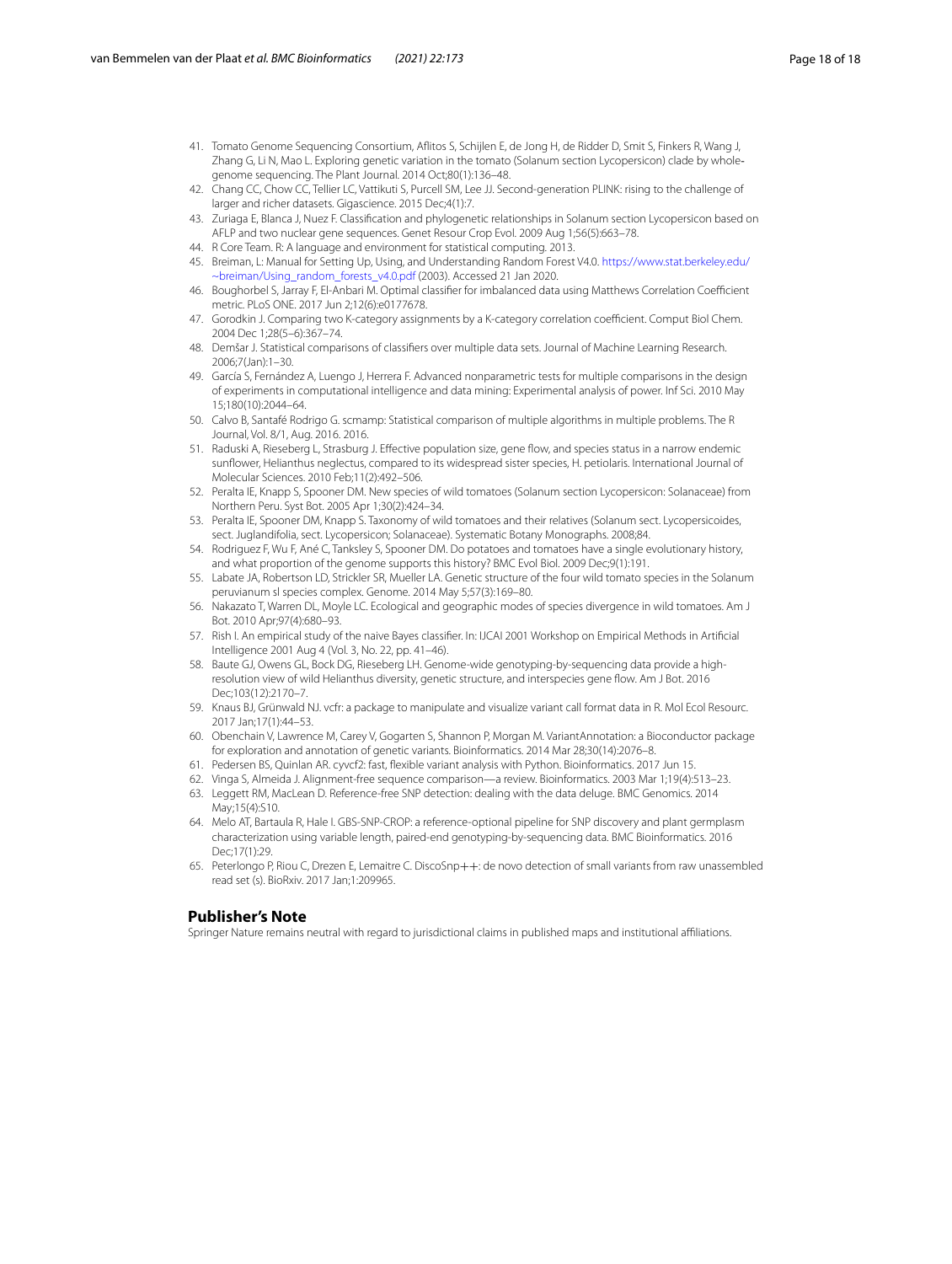41. Tomato Genome Sequencing Consortium, Aflitos S, Schijlen E, de Jong H, de Ridder D, Smit S, Finkers R, Wang J, Zhang G, Li N, Mao L. Exploring genetic variation in the tomato (Solanum section Lycopersicon) clade by whole-genome sequencing. The Plant Journal. 2014 Oct;80(1):136–48.
42. Chang CC, Chow CC, Tellier LC, Vattikuti S, Purcell SM, Lee JJ. Second-generation PLINK: rising to the challenge of larger and richer datasets. Gigascience. 2015 Dec;4(1):7.
43. Zuriaga E, Blanca J, Nuez F. Classification and phylogenetic relationships in Solanum section Lycopersicon based on AFLP and two nuclear gene sequences. Genet Resour Crop Evol. 2009 Aug 1;56(5):663–78.
44. R Core Team. R: A language and environment for statistical computing. 2013.
45. Breiman, L: Manual for Setting Up, Using, and Understanding Random Forest V4.0. https://www.stat.berkeley.edu/~breiman/Using_random_forests_v4.0.pdf (2003). Accessed 21 Jan 2020.
46. Boughorbel S, Jarray F, El-Anbari M. Optimal classifier for imbalanced data using Matthews Correlation Coefficient metric. PLoS ONE. 2017 Jun 2;12(6):e0177678.
47. Gorodkin J. Comparing two K-category assignments by a K-category correlation coefficient. Comput Biol Chem. 2004 Dec 1;28(5–6):367–74.
48. Demšar J. Statistical comparisons of classifiers over multiple data sets. Journal of Machine Learning Research. 2006;7(Jan):1–30.
49. García S, Fernández A, Luengo J, Herrera F. Advanced nonparametric tests for multiple comparisons in the design of experiments in computational intelligence and data mining: Experimental analysis of power. Inf Sci. 2010 May 15;180(10):2044–64.
50. Calvo B, Santafé Rodrigo G. scmamp: Statistical comparison of multiple algorithms in multiple problems. The R Journal, Vol. 8/1, Aug. 2016. 2016.
51. Raduski A, Rieseberg L, Strasburg J. Effective population size, gene flow, and species status in a narrow endemic sunflower, Helianthus neglectus, compared to its widespread sister species, H. petiolaris. International Journal of Molecular Sciences. 2010 Feb;11(2):492–506.
52. Peralta IE, Knapp S, Spooner DM. New species of wild tomatoes (Solanum section Lycopersicon: Solanaceae) from Northern Peru. Syst Bot. 2005 Apr 1;30(2):424–34.
53. Peralta IE, Spooner DM, Knapp S. Taxonomy of wild tomatoes and their relatives (Solanum sect. Lycopersicoides, sect. Juglandifolia, sect. Lycopersicon; Solanaceae). Systematic Botany Monographs. 2008;84.
54. Rodriguez F, Wu F, Ané C, Tanksley S, Spooner DM. Do potatoes and tomatoes have a single evolutionary history, and what proportion of the genome supports this history? BMC Evol Biol. 2009 Dec;9(1):191.
55. Labate JA, Robertson LD, Strickler SR, Mueller LA. Genetic structure of the four wild tomato species in the Solanum peruvianum sl species complex. Genome. 2014 May 5;57(3):169–80.
56. Nakazato T, Warren DL, Moyle LC. Ecological and geographic modes of species divergence in wild tomatoes. Am J Bot. 2010 Apr;97(4):680–93.
57. Rish I. An empirical study of the naive Bayes classifier. In: IJCAI 2001 Workshop on Empirical Methods in Artificial Intelligence 2001 Aug 4 (Vol. 3, No. 22, pp. 41–46).
58. Baute GJ, Owens GL, Bock DG, Rieseberg LH. Genome-wide genotyping-by-sequencing data provide a high-resolution view of wild Helianthus diversity, genetic structure, and interspecies gene flow. Am J Bot. 2016 Dec;103(12):2170–7.
59. Knaus BJ, Grünwald NJ. vcfr: a package to manipulate and visualize variant call format data in R. Mol Ecol Resourc. 2017 Jan;17(1):44–53.
60. Obenchain V, Lawrence M, Carey V, Gogarten S, Shannon P, Morgan M. VariantAnnotation: a Bioconductor package for exploration and annotation of genetic variants. Bioinformatics. 2014 Mar 28;30(14):2076–8.
61. Pedersen BS, Quinlan AR. cyvcf2: fast, flexible variant analysis with Python. Bioinformatics. 2017 Jun 15.
62. Vinga S, Almeida J. Alignment-free sequence comparison—a review. Bioinformatics. 2003 Mar 1;19(4):513–23.
63. Leggett RM, MacLean D. Reference-free SNP detection: dealing with the data deluge. BMC Genomics. 2014 May;15(4):S10.
64. Melo AT, Bartaula R, Hale I. GBS-SNP-CROP: a reference-optional pipeline for SNP discovery and plant germplasm characterization using variable length, paired-end genotyping-by-sequencing data. BMC Bioinformatics. 2016 Dec;17(1):29.
65. Peterlongo P, Riou C, Drezen E, Lemaitre C. DiscoSnp++: de novo detection of small variants from raw unassembled read set (s). BioRxiv. 2017 Jan;1:209965.

## Publisher's Note

Springer Nature remains neutral with regard to jurisdictional claims in published maps and institutional affiliations.